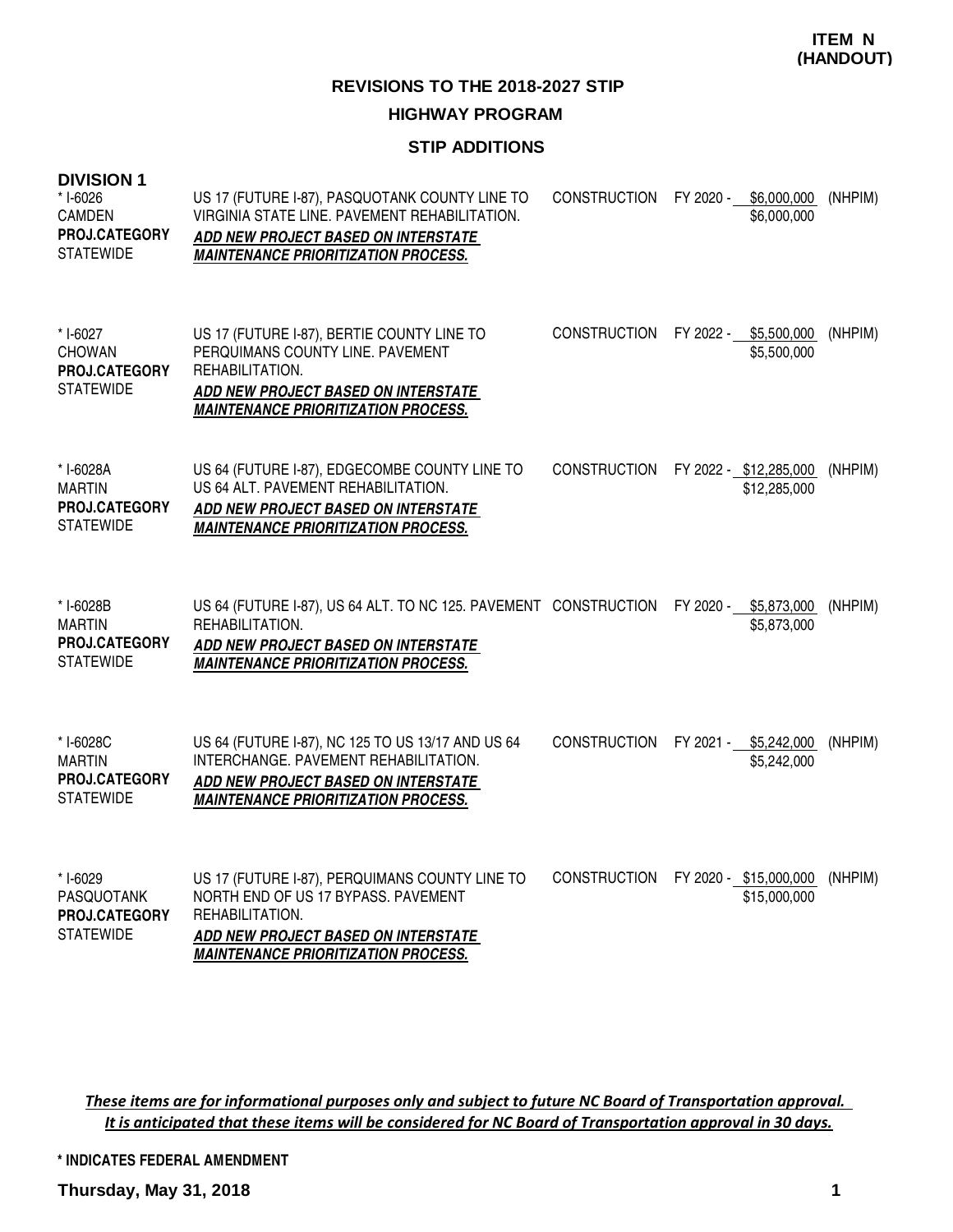**ITEM N (HANDOUT)**

# REVISIONS TO THE 2018-2027 STIP

## HIGHWAY PROGRAM

### STIP ADDITIONS

**DIVISION 1**

| Project | Description | Phase | Funding | Source |
|---|---|---|---|---|
| * I-6026<br>CAMDEN<br>**PROJ.CATEGORY**<br>STATEWIDE | US 17 (FUTURE I-87), PASQUOTANK COUNTY LINE TO VIRGINIA STATE LINE. PAVEMENT REHABILITATION.<br>***ADD NEW PROJECT BASED ON INTERSTATE MAINTENANCE PRIORITIZATION PROCESS.*** | CONSTRUCTION | FY 2020 - $6,000,000<br>$6,000,000 | (NHPIM) |
| * I-6027<br>CHOWAN<br>**PROJ.CATEGORY**<br>STATEWIDE | US 17 (FUTURE I-87), BERTIE COUNTY LINE TO PERQUIMANS COUNTY LINE. PAVEMENT REHABILITATION.<br>***ADD NEW PROJECT BASED ON INTERSTATE MAINTENANCE PRIORITIZATION PROCESS.*** | CONSTRUCTION | FY 2022 - $5,500,000<br>$5,500,000 | (NHPIM) |
| * I-6028A<br>MARTIN<br>**PROJ.CATEGORY**<br>STATEWIDE | US 64 (FUTURE I-87), EDGECOMBE COUNTY LINE TO US 64 ALT. PAVEMENT REHABILITATION.<br>***ADD NEW PROJECT BASED ON INTERSTATE MAINTENANCE PRIORITIZATION PROCESS.*** | CONSTRUCTION | FY 2022 - $12,285,000<br>$12,285,000 | (NHPIM) |
| * I-6028B<br>MARTIN<br>**PROJ.CATEGORY**<br>STATEWIDE | US 64 (FUTURE I-87), US 64 ALT. TO NC 125. PAVEMENT REHABILITATION.<br>***ADD NEW PROJECT BASED ON INTERSTATE MAINTENANCE PRIORITIZATION PROCESS.*** | CONSTRUCTION | FY 2020 - $5,873,000<br>$5,873,000 | (NHPIM) |
| * I-6028C<br>MARTIN<br>**PROJ.CATEGORY**<br>STATEWIDE | US 64 (FUTURE I-87), NC 125 TO US 13/17 AND US 64 INTERCHANGE. PAVEMENT REHABILITATION.<br>***ADD NEW PROJECT BASED ON INTERSTATE MAINTENANCE PRIORITIZATION PROCESS.*** | CONSTRUCTION | FY 2021 - $5,242,000<br>$5,242,000 | (NHPIM) |
| * I-6029<br>PASQUOTANK<br>**PROJ.CATEGORY**<br>STATEWIDE | US 17 (FUTURE I-87), PERQUIMANS COUNTY LINE TO NORTH END OF US 17 BYPASS. PAVEMENT REHABILITATION.<br>***ADD NEW PROJECT BASED ON INTERSTATE MAINTENANCE PRIORITIZATION PROCESS.*** | CONSTRUCTION | FY 2020 - $15,000,000<br>$15,000,000 | (NHPIM) |

***These items are for informational purposes only and subject to future NC Board of Transportation approval. It is anticipated that these items will be considered for NC Board of Transportation approval in 30 days.***

**\* INDICATES FEDERAL AMENDMENT**

**Thursday, May 31, 2018**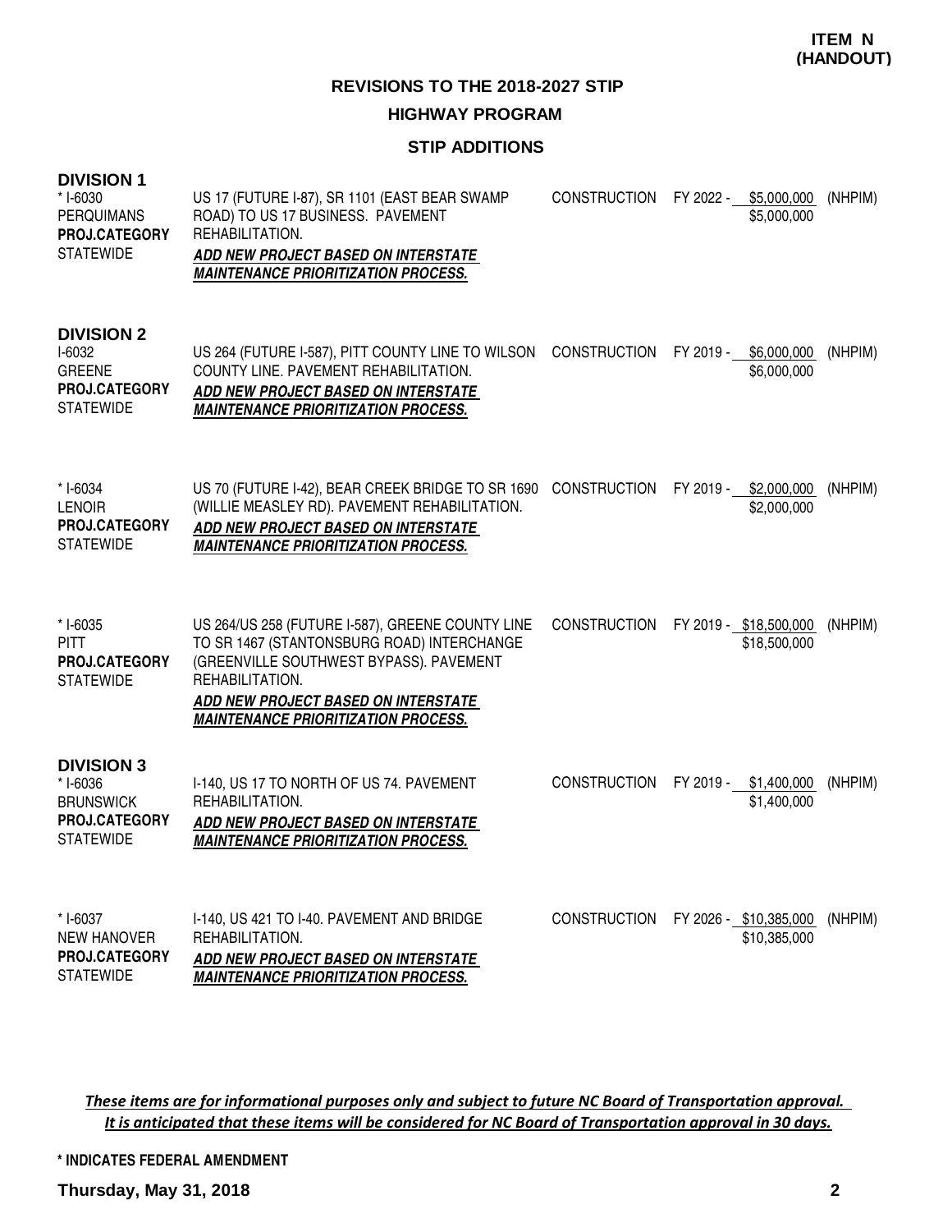**ITEM N (HANDOUT)**

# REVISIONS TO THE 2018-2027 STIP

## HIGHWAY PROGRAM

### STIP ADDITIONS

**DIVISION 1**

| Project | Description | Phase | Fiscal Year / Cost | Funding |
|---|---|---|---|---|
| * I-6030<br>PERQUIMANS<br>**PROJ.CATEGORY**<br>STATEWIDE | US 17 (FUTURE I-87), SR 1101 (EAST BEAR SWAMP ROAD) TO US 17 BUSINESS. PAVEMENT REHABILITATION.<br>***ADD NEW PROJECT BASED ON INTERSTATE MAINTENANCE PRIORITIZATION PROCESS.*** | CONSTRUCTION | FY 2022 - $5,000,000<br>$5,000,000 | (NHPIM) |

**DIVISION 2**

| Project | Description | Phase | Fiscal Year / Cost | Funding |
|---|---|---|---|---|
| I-6032<br>GREENE<br>**PROJ.CATEGORY**<br>STATEWIDE | US 264 (FUTURE I-587), PITT COUNTY LINE TO WILSON COUNTY LINE. PAVEMENT REHABILITATION.<br>***ADD NEW PROJECT BASED ON INTERSTATE MAINTENANCE PRIORITIZATION PROCESS.*** | CONSTRUCTION | FY 2019 - $6,000,000<br>$6,000,000 | (NHPIM) |
| * I-6034<br>LENOIR<br>**PROJ.CATEGORY**<br>STATEWIDE | US 70 (FUTURE I-42), BEAR CREEK BRIDGE TO SR 1690 (WILLIE MEASLEY RD). PAVEMENT REHABILITATION.<br>***ADD NEW PROJECT BASED ON INTERSTATE MAINTENANCE PRIORITIZATION PROCESS.*** | CONSTRUCTION | FY 2019 - $2,000,000<br>$2,000,000 | (NHPIM) |
| * I-6035<br>PITT<br>**PROJ.CATEGORY**<br>STATEWIDE | US 264/US 258 (FUTURE I-587), GREENE COUNTY LINE TO SR 1467 (STANTONSBURG ROAD) INTERCHANGE (GREENVILLE SOUTHWEST BYPASS). PAVEMENT REHABILITATION.<br>***ADD NEW PROJECT BASED ON INTERSTATE MAINTENANCE PRIORITIZATION PROCESS.*** | CONSTRUCTION | FY 2019 - $18,500,000<br>$18,500,000 | (NHPIM) |

**DIVISION 3**

| Project | Description | Phase | Fiscal Year / Cost | Funding |
|---|---|---|---|---|
| * I-6036<br>BRUNSWICK<br>**PROJ.CATEGORY**<br>STATEWIDE | I-140, US 17 TO NORTH OF US 74. PAVEMENT REHABILITATION.<br>***ADD NEW PROJECT BASED ON INTERSTATE MAINTENANCE PRIORITIZATION PROCESS.*** | CONSTRUCTION | FY 2019 - $1,400,000<br>$1,400,000 | (NHPIM) |
| * I-6037<br>NEW HANOVER<br>**PROJ.CATEGORY**<br>STATEWIDE | I-140, US 421 TO I-40. PAVEMENT AND BRIDGE REHABILITATION.<br>***ADD NEW PROJECT BASED ON INTERSTATE MAINTENANCE PRIORITIZATION PROCESS.*** | CONSTRUCTION | FY 2026 - $10,385,000<br>$10,385,000 | (NHPIM) |

***These items are for informational purposes only and subject to future NC Board of Transportation approval. It is anticipated that these items will be considered for NC Board of Transportation approval in 30 days.***

**\* INDICATES FEDERAL AMENDMENT**

**Thursday, May 31, 2018**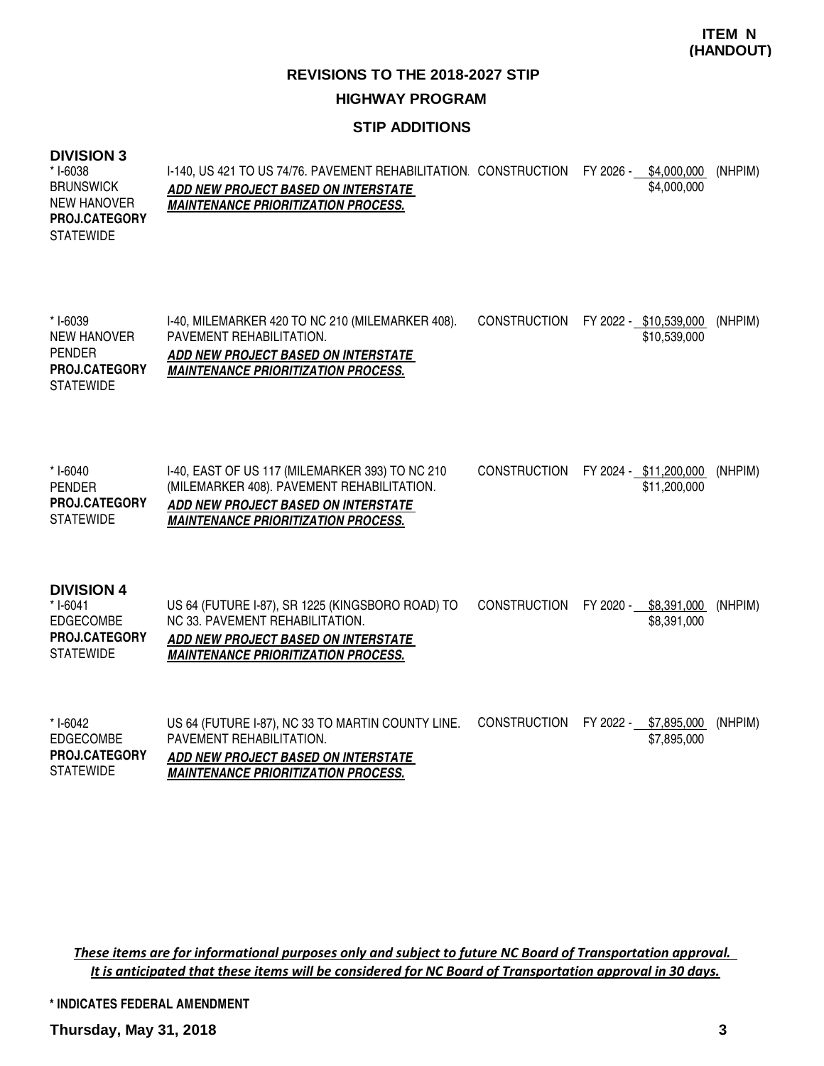**ITEM N (HANDOUT)**

## REVISIONS TO THE 2018-2027 STIP

### HIGHWAY PROGRAM

### STIP ADDITIONS

#### DIVISION 3

| Project | Description | Phase | Fiscal Year / Cost | Funding |
|---|---|---|---|---|
| * I-6038<br>BRUNSWICK<br>NEW HANOVER<br>**PROJ.CATEGORY**<br>STATEWIDE | I-140, US 421 TO US 74/76. PAVEMENT REHABILITATION.<br>***ADD NEW PROJECT BASED ON INTERSTATE MAINTENANCE PRIORITIZATION PROCESS.*** | CONSTRUCTION | FY 2026 - $4,000,000<br>$4,000,000 | (NHPIM) |
| * I-6039<br>NEW HANOVER<br>PENDER<br>**PROJ.CATEGORY**<br>STATEWIDE | I-40, MILEMARKER 420 TO NC 210 (MILEMARKER 408). PAVEMENT REHABILITATION.<br>***ADD NEW PROJECT BASED ON INTERSTATE MAINTENANCE PRIORITIZATION PROCESS.*** | CONSTRUCTION | FY 2022 - $10,539,000<br>$10,539,000 | (NHPIM) |
| * I-6040<br>PENDER<br>**PROJ.CATEGORY**<br>STATEWIDE | I-40, EAST OF US 117 (MILEMARKER 393) TO NC 210 (MILEMARKER 408). PAVEMENT REHABILITATION.<br>***ADD NEW PROJECT BASED ON INTERSTATE MAINTENANCE PRIORITIZATION PROCESS.*** | CONSTRUCTION | FY 2024 - $11,200,000<br>$11,200,000 | (NHPIM) |

#### DIVISION 4

| Project | Description | Phase | Fiscal Year / Cost | Funding |
|---|---|---|---|---|
| * I-6041<br>EDGECOMBE<br>**PROJ.CATEGORY**<br>STATEWIDE | US 64 (FUTURE I-87), SR 1225 (KINGSBORO ROAD) TO NC 33. PAVEMENT REHABILITATION.<br>***ADD NEW PROJECT BASED ON INTERSTATE MAINTENANCE PRIORITIZATION PROCESS.*** | CONSTRUCTION | FY 2020 - $8,391,000<br>$8,391,000 | (NHPIM) |
| * I-6042<br>EDGECOMBE<br>**PROJ.CATEGORY**<br>STATEWIDE | US 64 (FUTURE I-87), NC 33 TO MARTIN COUNTY LINE. PAVEMENT REHABILITATION.<br>***ADD NEW PROJECT BASED ON INTERSTATE MAINTENANCE PRIORITIZATION PROCESS.*** | CONSTRUCTION | FY 2022 - $7,895,000<br>$7,895,000 | (NHPIM) |

*These items are for informational purposes only and subject to future NC Board of Transportation approval. It is anticipated that these items will be considered for NC Board of Transportation approval in 30 days.*

**\* INDICATES FEDERAL AMENDMENT**

**Thursday, May 31, 2018**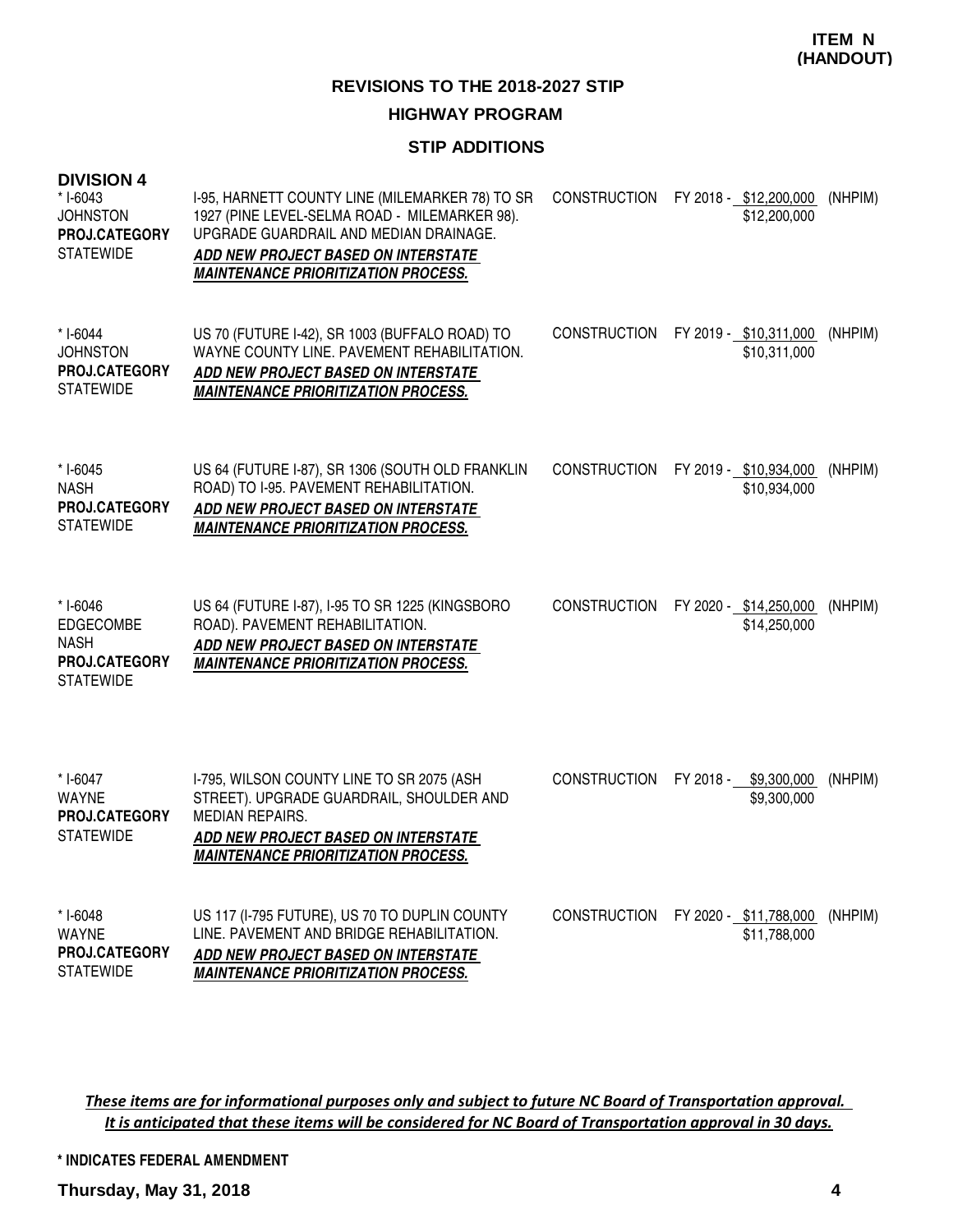**ITEM N (HANDOUT)**

## REVISIONS TO THE 2018-2027 STIP

### HIGHWAY PROGRAM

### STIP ADDITIONS

**DIVISION 4**

| Project | Description | Work Type | Cost | Fund |
|---|---|---|---|---|
| * I-6043<br>JOHNSTON<br>**PROJ.CATEGORY**<br>STATEWIDE | I-95, HARNETT COUNTY LINE (MILEMARKER 78) TO SR 1927 (PINE LEVEL-SELMA ROAD - MILEMARKER 98). UPGRADE GUARDRAIL AND MEDIAN DRAINAGE.<br>***ADD NEW PROJECT BASED ON INTERSTATE MAINTENANCE PRIORITIZATION PROCESS.*** | CONSTRUCTION | FY 2018 - $12,200,000<br>$12,200,000 | (NHPIM) |
| * I-6044<br>JOHNSTON<br>**PROJ.CATEGORY**<br>STATEWIDE | US 70 (FUTURE I-42), SR 1003 (BUFFALO ROAD) TO WAYNE COUNTY LINE. PAVEMENT REHABILITATION.<br>***ADD NEW PROJECT BASED ON INTERSTATE MAINTENANCE PRIORITIZATION PROCESS.*** | CONSTRUCTION | FY 2019 - $10,311,000<br>$10,311,000 | (NHPIM) |
| * I-6045<br>NASH<br>**PROJ.CATEGORY**<br>STATEWIDE | US 64 (FUTURE I-87), SR 1306 (SOUTH OLD FRANKLIN ROAD) TO I-95. PAVEMENT REHABILITATION.<br>***ADD NEW PROJECT BASED ON INTERSTATE MAINTENANCE PRIORITIZATION PROCESS.*** | CONSTRUCTION | FY 2019 - $10,934,000<br>$10,934,000 | (NHPIM) |
| * I-6046<br>EDGECOMBE<br>NASH<br>**PROJ.CATEGORY**<br>STATEWIDE | US 64 (FUTURE I-87), I-95 TO SR 1225 (KINGSBORO ROAD). PAVEMENT REHABILITATION.<br>***ADD NEW PROJECT BASED ON INTERSTATE MAINTENANCE PRIORITIZATION PROCESS.*** | CONSTRUCTION | FY 2020 - $14,250,000<br>$14,250,000 | (NHPIM) |
| * I-6047<br>WAYNE<br>**PROJ.CATEGORY**<br>STATEWIDE | I-795, WILSON COUNTY LINE TO SR 2075 (ASH STREET). UPGRADE GUARDRAIL, SHOULDER AND MEDIAN REPAIRS.<br>***ADD NEW PROJECT BASED ON INTERSTATE MAINTENANCE PRIORITIZATION PROCESS.*** | CONSTRUCTION | FY 2018 - $9,300,000<br>$9,300,000 | (NHPIM) |
| * I-6048<br>WAYNE<br>**PROJ.CATEGORY**<br>STATEWIDE | US 117 (I-795 FUTURE), US 70 TO DUPLIN COUNTY LINE. PAVEMENT AND BRIDGE REHABILITATION.<br>***ADD NEW PROJECT BASED ON INTERSTATE MAINTENANCE PRIORITIZATION PROCESS.*** | CONSTRUCTION | FY 2020 - $11,788,000<br>$11,788,000 | (NHPIM) |

*These items are for informational purposes only and subject to future NC Board of Transportation approval. It is anticipated that these items will be considered for NC Board of Transportation approval in 30 days.*

**\* INDICATES FEDERAL AMENDMENT**

**Thursday, May 31, 2018**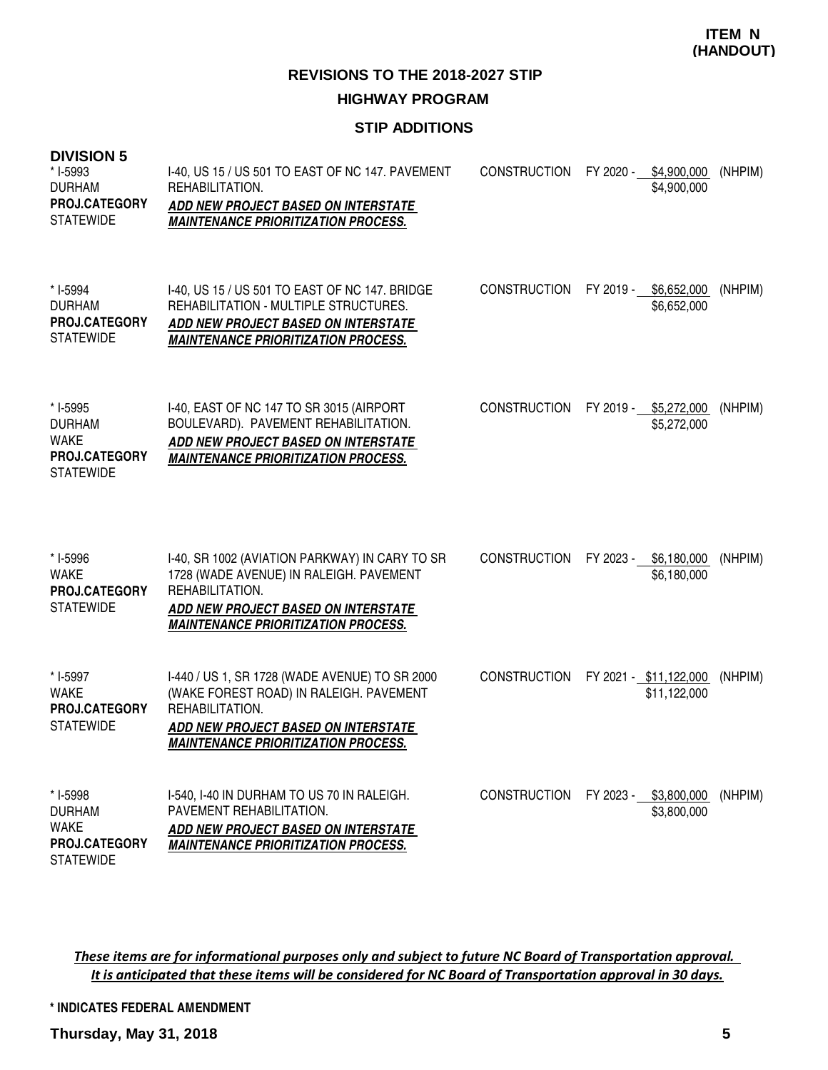**ITEM N (HANDOUT)**

# REVISIONS TO THE 2018-2027 STIP

## HIGHWAY PROGRAM

### STIP ADDITIONS

**DIVISION 5**

| Project | Description | Work | Schedule / Cost | Funding |
|---|---|---|---|---|
| * I-5993<br>DURHAM<br>**PROJ.CATEGORY**<br>STATEWIDE | I-40, US 15 / US 501 TO EAST OF NC 147. PAVEMENT REHABILITATION.<br>***ADD NEW PROJECT BASED ON INTERSTATE MAINTENANCE PRIORITIZATION PROCESS.*** | CONSTRUCTION | FY 2020 - $4,900,000<br>$4,900,000 | (NHPIM) |
| * I-5994<br>DURHAM<br>**PROJ.CATEGORY**<br>STATEWIDE | I-40, US 15 / US 501 TO EAST OF NC 147. BRIDGE REHABILITATION - MULTIPLE STRUCTURES.<br>***ADD NEW PROJECT BASED ON INTERSTATE MAINTENANCE PRIORITIZATION PROCESS.*** | CONSTRUCTION | FY 2019 - $6,652,000<br>$6,652,000 | (NHPIM) |
| * I-5995<br>DURHAM<br>WAKE<br>**PROJ.CATEGORY**<br>STATEWIDE | I-40, EAST OF NC 147 TO SR 3015 (AIRPORT BOULEVARD). PAVEMENT REHABILITATION.<br>***ADD NEW PROJECT BASED ON INTERSTATE MAINTENANCE PRIORITIZATION PROCESS.*** | CONSTRUCTION | FY 2019 - $5,272,000<br>$5,272,000 | (NHPIM) |
| * I-5996<br>WAKE<br>**PROJ.CATEGORY**<br>STATEWIDE | I-40, SR 1002 (AVIATION PARKWAY) IN CARY TO SR 1728 (WADE AVENUE) IN RALEIGH. PAVEMENT REHABILITATION.<br>***ADD NEW PROJECT BASED ON INTERSTATE MAINTENANCE PRIORITIZATION PROCESS.*** | CONSTRUCTION | FY 2023 - $6,180,000<br>$6,180,000 | (NHPIM) |
| * I-5997<br>WAKE<br>**PROJ.CATEGORY**<br>STATEWIDE | I-440 / US 1, SR 1728 (WADE AVENUE) TO SR 2000 (WAKE FOREST ROAD) IN RALEIGH. PAVEMENT REHABILITATION.<br>***ADD NEW PROJECT BASED ON INTERSTATE MAINTENANCE PRIORITIZATION PROCESS.*** | CONSTRUCTION | FY 2021 - $11,122,000<br>$11,122,000 | (NHPIM) |
| * I-5998<br>DURHAM<br>WAKE<br>**PROJ.CATEGORY**<br>STATEWIDE | I-540, I-40 IN DURHAM TO US 70 IN RALEIGH. PAVEMENT REHABILITATION.<br>***ADD NEW PROJECT BASED ON INTERSTATE MAINTENANCE PRIORITIZATION PROCESS.*** | CONSTRUCTION | FY 2023 - $3,800,000<br>$3,800,000 | (NHPIM) |

*These items are for informational purposes only and subject to future NC Board of Transportation approval. It is anticipated that these items will be considered for NC Board of Transportation approval in 30 days.*

**\* INDICATES FEDERAL AMENDMENT**

**Thursday, May 31, 2018**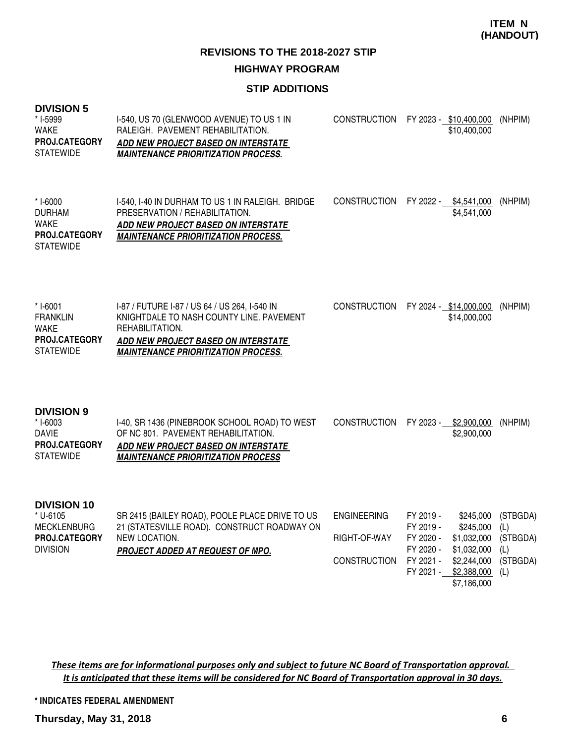**ITEM N (HANDOUT)**

# REVISIONS TO THE 2018-2027 STIP

## HIGHWAY PROGRAM

### STIP ADDITIONS

**DIVISION 5**

| Project | Description | Phase | Fiscal Year / Amount | Fund |
|---|---|---|---|---|
| * I-5999<br>WAKE<br>**PROJ.CATEGORY**<br>STATEWIDE | I-540, US 70 (GLENWOOD AVENUE) TO US 1 IN RALEIGH. PAVEMENT REHABILITATION.<br>***ADD NEW PROJECT BASED ON INTERSTATE MAINTENANCE PRIORITIZATION PROCESS.*** | CONSTRUCTION | FY 2023 - $10,400,000<br>$10,400,000 | (NHPIM) |
| * I-6000<br>DURHAM<br>WAKE<br>**PROJ.CATEGORY**<br>STATEWIDE | I-540, I-40 IN DURHAM TO US 1 IN RALEIGH. BRIDGE PRESERVATION / REHABILITATION.<br>***ADD NEW PROJECT BASED ON INTERSTATE MAINTENANCE PRIORITIZATION PROCESS.*** | CONSTRUCTION | FY 2022 - $4,541,000<br>$4,541,000 | (NHPIM) |
| * I-6001<br>FRANKLIN<br>WAKE<br>**PROJ.CATEGORY**<br>STATEWIDE | I-87 / FUTURE I-87 / US 64 / US 264, I-540 IN KNIGHTDALE TO NASH COUNTY LINE. PAVEMENT REHABILITATION.<br>***ADD NEW PROJECT BASED ON INTERSTATE MAINTENANCE PRIORITIZATION PROCESS.*** | CONSTRUCTION | FY 2024 - $14,000,000<br>$14,000,000 | (NHPIM) |

**DIVISION 9**

| Project | Description | Phase | Fiscal Year / Amount | Fund |
|---|---|---|---|---|
| * I-6003<br>DAVIE<br>**PROJ.CATEGORY**<br>STATEWIDE | I-40, SR 1436 (PINEBROOK SCHOOL ROAD) TO WEST OF NC 801. PAVEMENT REHABILITATION.<br>***ADD NEW PROJECT BASED ON INTERSTATE MAINTENANCE PRIORITIZATION PROCESS*** | CONSTRUCTION | FY 2023 - $2,900,000<br>$2,900,000 | (NHPIM) |

**DIVISION 10**

| Project | Description | Phase | Fiscal Year / Amount | Fund |
|---|---|---|---|---|
| * U-6105<br>MECKLENBURG<br>**PROJ.CATEGORY**<br>DIVISION | SR 2415 (BAILEY ROAD), POOLE PLACE DRIVE TO US 21 (STATESVILLE ROAD). CONSTRUCT ROADWAY ON NEW LOCATION.<br>***PROJECT ADDED AT REQUEST OF MPO.*** | ENGINEERING | FY 2019 - $245,000 | (STBGDA) |
| | | | FY 2019 - $245,000 | (L) |
| | | RIGHT-OF-WAY | FY 2020 - $1,032,000 | (STBGDA) |
| | | | FY 2020 - $1,032,000 | (L) |
| | | CONSTRUCTION | FY 2021 - $2,244,000 | (STBGDA) |
| | | | FY 2021 - $2,388,000 | (L) |
| | | | $7,186,000 | |

*These items are for informational purposes only and subject to future NC Board of Transportation approval. It is anticipated that these items will be considered for NC Board of Transportation approval in 30 days.*

**\* INDICATES FEDERAL AMENDMENT**

**Thursday, May 31, 2018**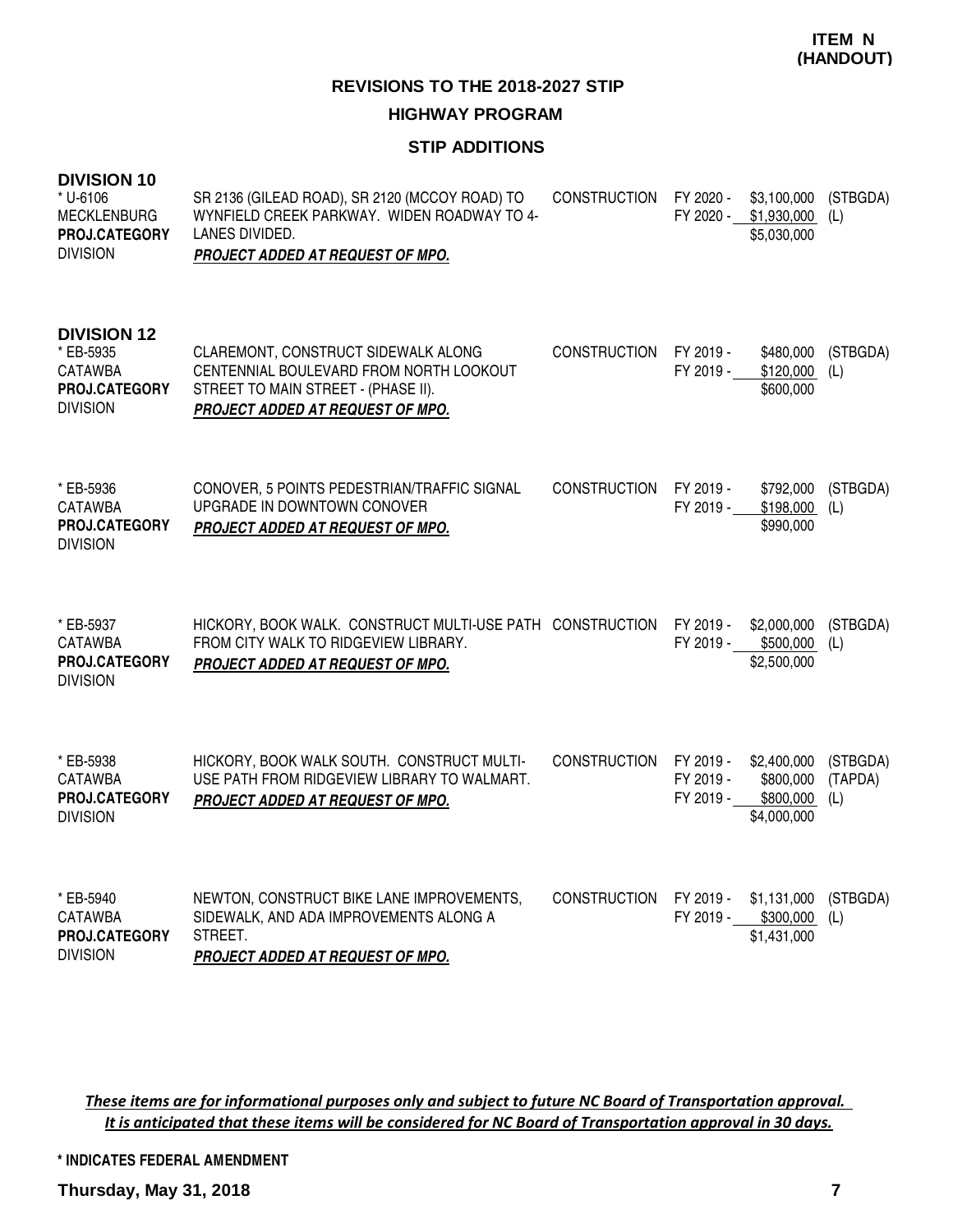**ITEM N (HANDOUT)**

## REVISIONS TO THE 2018-2027 STIP

### HIGHWAY PROGRAM

### STIP ADDITIONS

**DIVISION 10**

| | | | | | |
|---|---|---|---|---|---|
| * U-6106<br>MECKLENBURG<br>**PROJ.CATEGORY**<br>DIVISION | SR 2136 (GILEAD ROAD), SR 2120 (MCCOY ROAD) TO WYNFIELD CREEK PARKWAY. WIDEN ROADWAY TO 4-LANES DIVIDED.<br>***PROJECT ADDED AT REQUEST OF MPO.*** | CONSTRUCTION | FY 2020 -<br>FY 2020 - | \$3,100,000<br>\$1,930,000<br>\$5,030,000 | (STBGDA)<br>(L) |

**DIVISION 12**

| | | | | | |
|---|---|---|---|---|---|
| * EB-5935<br>CATAWBA<br>**PROJ.CATEGORY**<br>DIVISION | CLAREMONT, CONSTRUCT SIDEWALK ALONG CENTENNIAL BOULEVARD FROM NORTH LOOKOUT STREET TO MAIN STREET - (PHASE II).<br>***PROJECT ADDED AT REQUEST OF MPO.*** | CONSTRUCTION | FY 2019 -<br>FY 2019 - | \$480,000<br>\$120,000<br>\$600,000 | (STBGDA)<br>(L) |
| * EB-5936<br>CATAWBA<br>**PROJ.CATEGORY**<br>DIVISION | CONOVER, 5 POINTS PEDESTRIAN/TRAFFIC SIGNAL UPGRADE IN DOWNTOWN CONOVER<br>***PROJECT ADDED AT REQUEST OF MPO.*** | CONSTRUCTION | FY 2019 -<br>FY 2019 - | \$792,000<br>\$198,000<br>\$990,000 | (STBGDA)<br>(L) |
| * EB-5937<br>CATAWBA<br>**PROJ.CATEGORY**<br>DIVISION | HICKORY, BOOK WALK. CONSTRUCT MULTI-USE PATH FROM CITY WALK TO RIDGEVIEW LIBRARY.<br>***PROJECT ADDED AT REQUEST OF MPO.*** | CONSTRUCTION | FY 2019 -<br>FY 2019 - | \$2,000,000<br>\$500,000<br>\$2,500,000 | (STBGDA)<br>(L) |
| * EB-5938<br>CATAWBA<br>**PROJ.CATEGORY**<br>DIVISION | HICKORY, BOOK WALK SOUTH. CONSTRUCT MULTI-USE PATH FROM RIDGEVIEW LIBRARY TO WALMART.<br>***PROJECT ADDED AT REQUEST OF MPO.*** | CONSTRUCTION | FY 2019 -<br>FY 2019 -<br>FY 2019 - | \$2,400,000<br>\$800,000<br>\$800,000<br>\$4,000,000 | (STBGDA)<br>(TAPDA)<br>(L) |
| * EB-5940<br>CATAWBA<br>**PROJ.CATEGORY**<br>DIVISION | NEWTON, CONSTRUCT BIKE LANE IMPROVEMENTS, SIDEWALK, AND ADA IMPROVEMENTS ALONG A STREET.<br>***PROJECT ADDED AT REQUEST OF MPO.*** | CONSTRUCTION | FY 2019 -<br>FY 2019 - | \$1,131,000<br>\$300,000<br>\$1,431,000 | (STBGDA)<br>(L) |

*These items are for informational purposes only and subject to future NC Board of Transportation approval. It is anticipated that these items will be considered for NC Board of Transportation approval in 30 days.*

**\* INDICATES FEDERAL AMENDMENT**

**Thursday, May 31, 2018**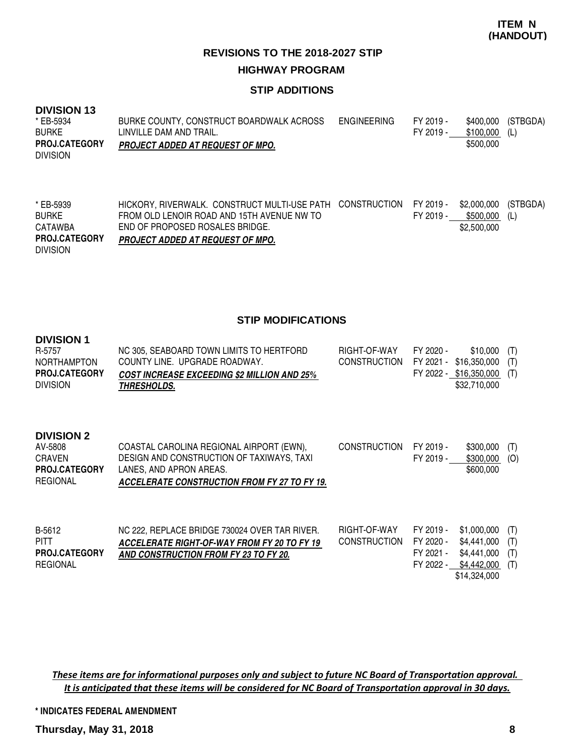**ITEM N (HANDOUT)**

## REVISIONS TO THE 2018-2027 STIP

## HIGHWAY PROGRAM

### STIP ADDITIONS

**DIVISION 13**

| Project | Description | Phase | Fiscal Year | Amount | Source |
|---|---|---|---|---|---|
| * EB-5934<br>BURKE<br>**PROJ.CATEGORY**<br>DIVISION | BURKE COUNTY, CONSTRUCT BOARDWALK ACROSS LINVILLE DAM AND TRAIL.<br>***PROJECT ADDED AT REQUEST OF MPO.*** | ENGINEERING | FY 2019 -<br>FY 2019 - | \$400,000<br>\$100,000<br>\$500,000 | (STBGDA)<br>(L) |
| * EB-5939<br>BURKE<br>CATAWBA<br>**PROJ.CATEGORY**<br>DIVISION | HICKORY, RIVERWALK. CONSTRUCT MULTI-USE PATH FROM OLD LENOIR ROAD AND 15TH AVENUE NW TO END OF PROPOSED ROSALES BRIDGE.<br>***PROJECT ADDED AT REQUEST OF MPO.*** | CONSTRUCTION | FY 2019 -<br>FY 2019 - | \$2,000,000<br>\$500,000<br>\$2,500,000 | (STBGDA)<br>(L) |

### STIP MODIFICATIONS

**DIVISION 1**

| Project | Description | Phase | Fiscal Year | Amount | Source |
|---|---|---|---|---|---|
| R-5757<br>NORTHAMPTON<br>**PROJ.CATEGORY**<br>DIVISION | NC 305, SEABOARD TOWN LIMITS TO HERTFORD COUNTY LINE. UPGRADE ROADWAY.<br>***COST INCREASE EXCEEDING \$2 MILLION AND 25% THRESHOLDS.*** | RIGHT-OF-WAY<br>CONSTRUCTION | FY 2020 -<br>FY 2021 -<br>FY 2022 - | \$10,000<br>\$16,350,000<br>\$16,350,000<br>\$32,710,000 | (T)<br>(T)<br>(T) |

**DIVISION 2**

| Project | Description | Phase | Fiscal Year | Amount | Source |
|---|---|---|---|---|---|
| AV-5808<br>CRAVEN<br>**PROJ.CATEGORY**<br>REGIONAL | COASTAL CAROLINA REGIONAL AIRPORT (EWN), DESIGN AND CONSTRUCTION OF TAXIWAYS, TAXI LANES, AND APRON AREAS.<br>***ACCELERATE CONSTRUCTION FROM FY 27 TO FY 19.*** | CONSTRUCTION | FY 2019 -<br>FY 2019 - | \$300,000<br>\$300,000<br>\$600,000 | (T)<br>(O) |
| B-5612<br>PITT<br>**PROJ.CATEGORY**<br>REGIONAL | NC 222, REPLACE BRIDGE 730024 OVER TAR RIVER.<br>***ACCELERATE RIGHT-OF-WAY FROM FY 20 TO FY 19 AND CONSTRUCTION FROM FY 23 TO FY 20.*** | RIGHT-OF-WAY<br>CONSTRUCTION | FY 2019 -<br>FY 2020 -<br>FY 2021 -<br>FY 2022 - | \$1,000,000<br>\$4,441,000<br>\$4,441,000<br>\$4,442,000<br>\$14,324,000 | (T)<br>(T)<br>(T)<br>(T) |

*These items are for informational purposes only and subject to future NC Board of Transportation approval. It is anticipated that these items will be considered for NC Board of Transportation approval in 30 days.*

**\* INDICATES FEDERAL AMENDMENT**

**Thursday, May 31, 2018**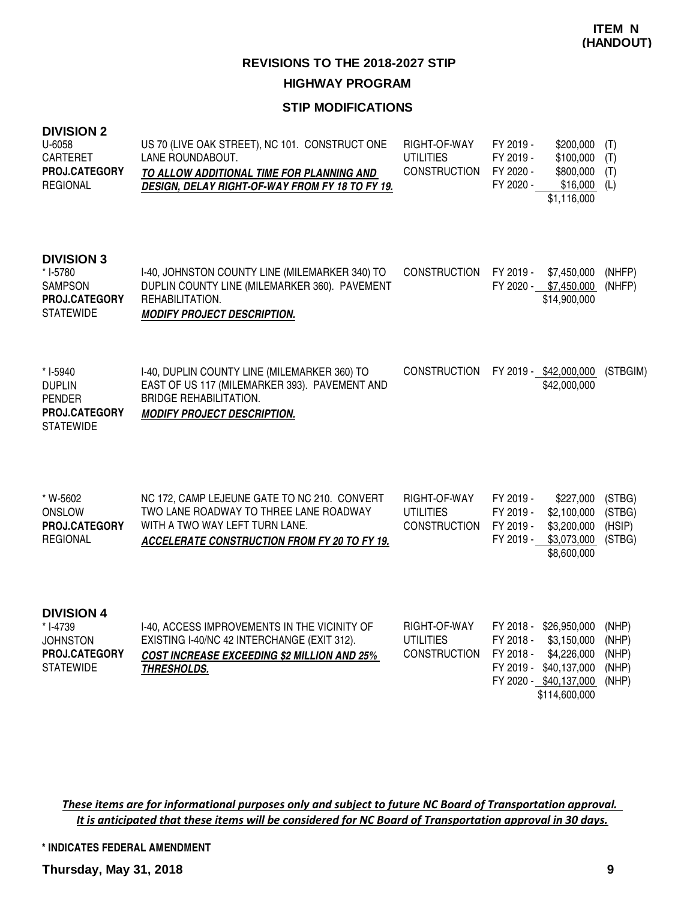**ITEM N (HANDOUT)**

# REVISIONS TO THE 2018-2027 STIP

## HIGHWAY PROGRAM

### STIP MODIFICATIONS

**DIVISION 2**

| Project | Description | Work Type | Fiscal Year | Amount | Source |
|---|---|---|---|---|---|
| U-6058<br>CARTERET<br>**PROJ.CATEGORY**<br>REGIONAL | US 70 (LIVE OAK STREET), NC 101. CONSTRUCT ONE LANE ROUNDABOUT.<br>***TO ALLOW ADDITIONAL TIME FOR PLANNING AND DESIGN, DELAY RIGHT-OF-WAY FROM FY 18 TO FY 19.*** | RIGHT-OF-WAY | FY 2019 - | $200,000 | (T) |
| | | UTILITIES | FY 2019 - | $100,000 | (T) |
| | | CONSTRUCTION | FY 2020 - | $800,000 | (T) |
| | | | FY 2020 - | $16,000 | (L) |
| | | | | $1,116,000 | |

**DIVISION 3**

| Project | Description | Work Type | Fiscal Year | Amount | Source |
|---|---|---|---|---|---|
| * I-5780<br>SAMPSON<br>**PROJ.CATEGORY**<br>STATEWIDE | I-40, JOHNSTON COUNTY LINE (MILEMARKER 340) TO DUPLIN COUNTY LINE (MILEMARKER 360). PAVEMENT REHABILITATION.<br>***MODIFY PROJECT DESCRIPTION.*** | CONSTRUCTION | FY 2019 - | $7,450,000 | (NHFP) |
| | | | FY 2020 - | $7,450,000 | (NHFP) |
| | | | | $14,900,000 | |
| * I-5940<br>DUPLIN<br>PENDER<br>**PROJ.CATEGORY**<br>STATEWIDE | I-40, DUPLIN COUNTY LINE (MILEMARKER 360) TO EAST OF US 117 (MILEMARKER 393). PAVEMENT AND BRIDGE REHABILITATION.<br>***MODIFY PROJECT DESCRIPTION.*** | CONSTRUCTION | FY 2019 - | $42,000,000 | (STBGIM) |
| | | | | $42,000,000 | |
| * W-5602<br>ONSLOW<br>**PROJ.CATEGORY**<br>REGIONAL | NC 172, CAMP LEJEUNE GATE TO NC 210. CONVERT TWO LANE ROADWAY TO THREE LANE ROADWAY WITH A TWO WAY LEFT TURN LANE.<br>***ACCELERATE CONSTRUCTION FROM FY 20 TO FY 19.*** | RIGHT-OF-WAY | FY 2019 - | $227,000 | (STBG) |
| | | UTILITIES | FY 2019 - | $2,100,000 | (STBG) |
| | | CONSTRUCTION | FY 2019 - | $3,200,000 | (HSIP) |
| | | | FY 2019 - | $3,073,000 | (STBG) |
| | | | | $8,600,000 | |

**DIVISION 4**

| Project | Description | Work Type | Fiscal Year | Amount | Source |
|---|---|---|---|---|---|
| * I-4739<br>JOHNSTON<br>**PROJ.CATEGORY**<br>STATEWIDE | I-40, ACCESS IMPROVEMENTS IN THE VICINITY OF EXISTING I-40/NC 42 INTERCHANGE (EXIT 312).<br>***COST INCREASE EXCEEDING $2 MILLION AND 25% THRESHOLDS.*** | RIGHT-OF-WAY | FY 2018 - | $26,950,000 | (NHP) |
| | | UTILITIES | FY 2018 - | $3,150,000 | (NHP) |
| | | CONSTRUCTION | FY 2018 - | $4,226,000 | (NHP) |
| | | | FY 2019 - | $40,137,000 | (NHP) |
| | | | FY 2020 - | $40,137,000 | (NHP) |
| | | | | $114,600,000 | |

***These items are for informational purposes only and subject to future NC Board of Transportation approval. It is anticipated that these items will be considered for NC Board of Transportation approval in 30 days.***

**\* INDICATES FEDERAL AMENDMENT**

**Thursday, May 31, 2018**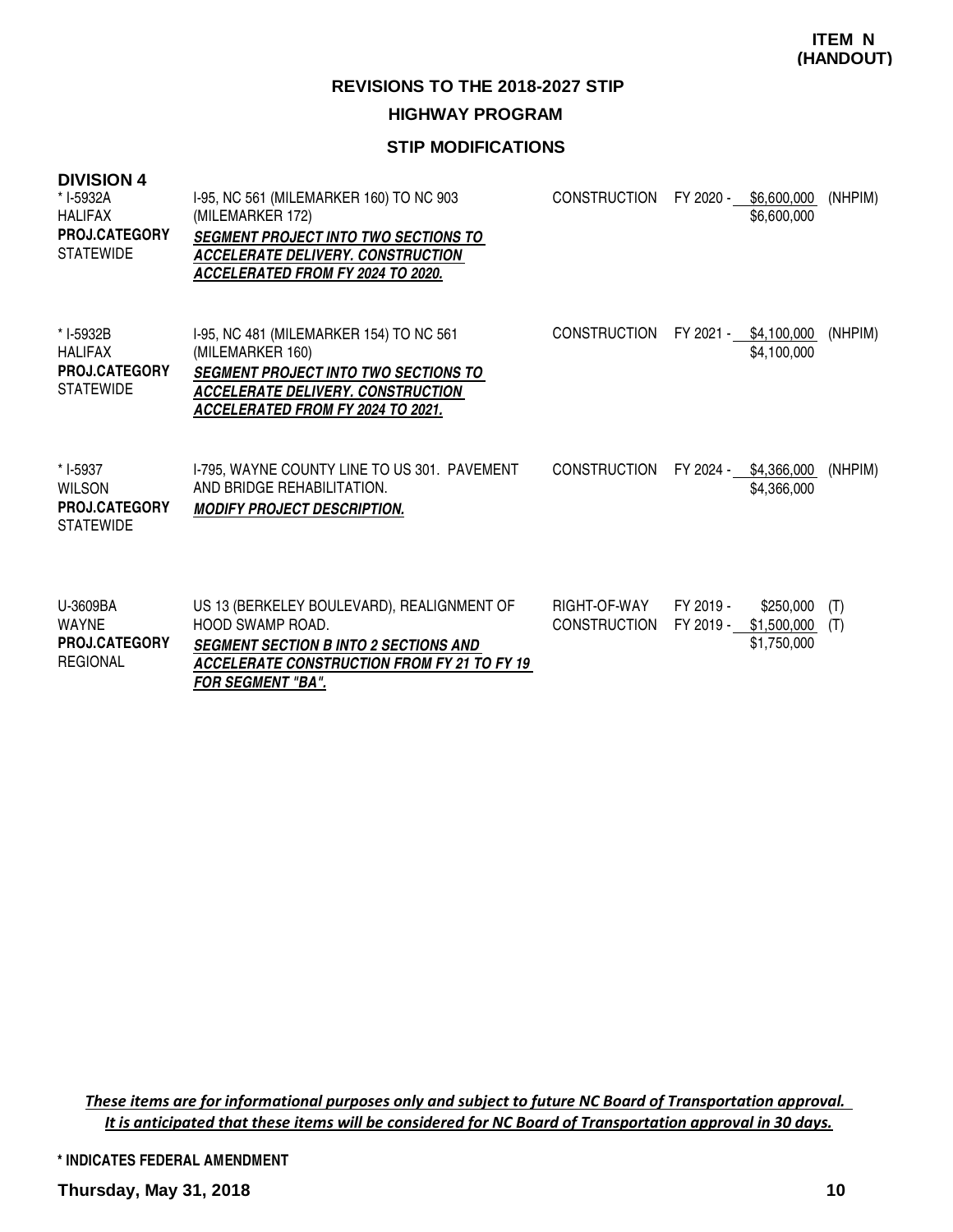**ITEM N (HANDOUT)**

## REVISIONS TO THE 2018-2027 STIP

### HIGHWAY PROGRAM

### STIP MODIFICATIONS

**DIVISION 4**

| Project | Description | Phase | Fiscal Year | Amount | Funding |
|---|---|---|---|---|---|
| * I-5932A<br>HALIFAX<br>**PROJ.CATEGORY**<br>STATEWIDE | I-95, NC 561 (MILEMARKER 160) TO NC 903 (MILEMARKER 172)<br>***SEGMENT PROJECT INTO TWO SECTIONS TO ACCELERATE DELIVERY. CONSTRUCTION ACCELERATED FROM FY 2024 TO 2020.*** | CONSTRUCTION | FY 2020 - | \$6,600,000 | (NHPIM) |
| | | | | \$6,600,000 | |
| * I-5932B<br>HALIFAX<br>**PROJ.CATEGORY**<br>STATEWIDE | I-95, NC 481 (MILEMARKER 154) TO NC 561 (MILEMARKER 160)<br>***SEGMENT PROJECT INTO TWO SECTIONS TO ACCELERATE DELIVERY. CONSTRUCTION ACCELERATED FROM FY 2024 TO 2021.*** | CONSTRUCTION | FY 2021 - | \$4,100,000 | (NHPIM) |
| | | | | \$4,100,000 | |
| * I-5937<br>WILSON<br>**PROJ.CATEGORY**<br>STATEWIDE | I-795, WAYNE COUNTY LINE TO US 301. PAVEMENT AND BRIDGE REHABILITATION.<br>***MODIFY PROJECT DESCRIPTION.*** | CONSTRUCTION | FY 2024 - | \$4,366,000 | (NHPIM) |
| | | | | \$4,366,000 | |
| U-3609BA<br>WAYNE<br>**PROJ.CATEGORY**<br>REGIONAL | US 13 (BERKELEY BOULEVARD), REALIGNMENT OF HOOD SWAMP ROAD.<br>***SEGMENT SECTION B INTO 2 SECTIONS AND ACCELERATE CONSTRUCTION FROM FY 21 TO FY 19 FOR SEGMENT "BA".*** | RIGHT-OF-WAY | FY 2019 - | \$250,000 | (T) |
| | | CONSTRUCTION | FY 2019 - | \$1,500,000 | (T) |
| | | | | \$1,750,000 | |

*These items are for informational purposes only and subject to future NC Board of Transportation approval. It is anticipated that these items will be considered for NC Board of Transportation approval in 30 days.*

**\* INDICATES FEDERAL AMENDMENT**

**Thursday, May 31, 2018**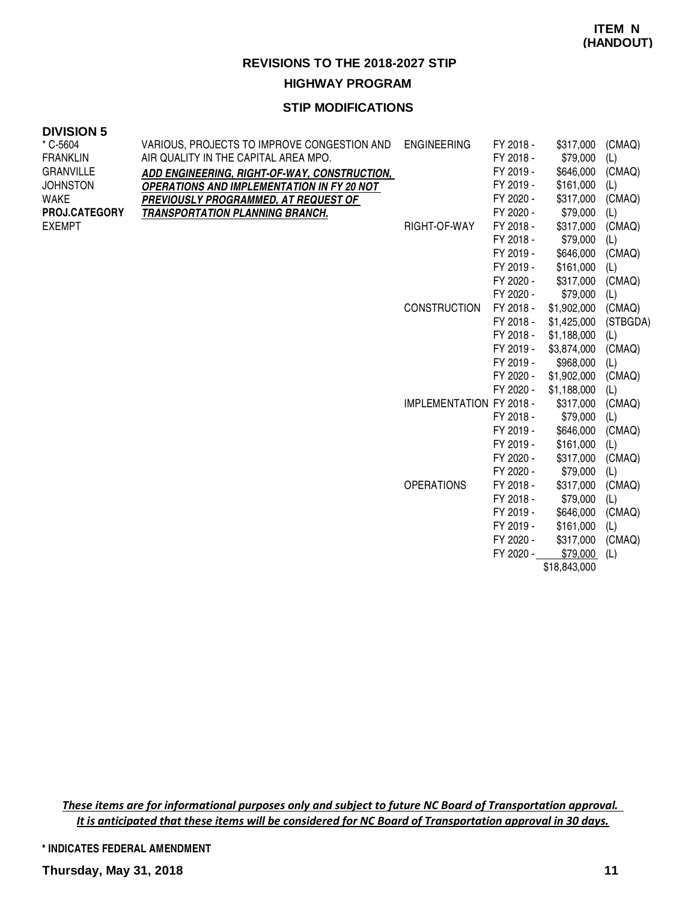**ITEM N (HANDOUT)**

## REVISIONS TO THE 2018-2027 STIP

### HIGHWAY PROGRAM

### STIP MODIFICATIONS

**DIVISION 5**

| Project | Description | Phase | Fiscal Year | Amount | Fund |
|---|---|---|---|---|---|
| * C-5604 | VARIOUS, PROJECTS TO IMPROVE CONGESTION AND AIR QUALITY IN THE CAPITAL AREA MPO. | ENGINEERING | FY 2018 - | $317,000 | (CMAQ) |
| FRANKLIN | | | FY 2018 - | $79,000 | (L) |
| GRANVILLE | ***ADD ENGINEERING, RIGHT-OF-WAY, CONSTRUCTION, OPERATIONS AND IMPLEMENTATION IN FY 20 NOT PREVIOUSLY PROGRAMMED, AT REQUEST OF TRANSPORTATION PLANNING BRANCH.*** | | FY 2019 - | $646,000 | (CMAQ) |
| JOHNSTON | | | FY 2019 - | $161,000 | (L) |
| WAKE | | | FY 2020 - | $317,000 | (CMAQ) |
| **PROJ.CATEGORY** | | | FY 2020 - | $79,000 | (L) |
| EXEMPT | | RIGHT-OF-WAY | FY 2018 - | $317,000 | (CMAQ) |
| | | | FY 2018 - | $79,000 | (L) |
| | | | FY 2019 - | $646,000 | (CMAQ) |
| | | | FY 2019 - | $161,000 | (L) |
| | | | FY 2020 - | $317,000 | (CMAQ) |
| | | | FY 2020 - | $79,000 | (L) |
| | | CONSTRUCTION | FY 2018 - | $1,902,000 | (CMAQ) |
| | | | FY 2018 - | $1,425,000 | (STBGDA) |
| | | | FY 2018 - | $1,188,000 | (L) |
| | | | FY 2019 - | $3,874,000 | (CMAQ) |
| | | | FY 2019 - | $968,000 | (L) |
| | | | FY 2020 - | $1,902,000 | (CMAQ) |
| | | | FY 2020 - | $1,188,000 | (L) |
| | | IMPLEMENTATION | FY 2018 - | $317,000 | (CMAQ) |
| | | | FY 2018 - | $79,000 | (L) |
| | | | FY 2019 - | $646,000 | (CMAQ) |
| | | | FY 2019 - | $161,000 | (L) |
| | | | FY 2020 - | $317,000 | (CMAQ) |
| | | | FY 2020 - | $79,000 | (L) |
| | | OPERATIONS | FY 2018 - | $317,000 | (CMAQ) |
| | | | FY 2018 - | $79,000 | (L) |
| | | | FY 2019 - | $646,000 | (CMAQ) |
| | | | FY 2019 - | $161,000 | (L) |
| | | | FY 2020 - | $317,000 | (CMAQ) |
| | | | FY 2020 - | $79,000 | (L) |
| | | | | $18,843,000 | |

*These items are for informational purposes only and subject to future NC Board of Transportation approval. It is anticipated that these items will be considered for NC Board of Transportation approval in 30 days.*

**\* INDICATES FEDERAL AMENDMENT**

**Thursday, May 31, 2018**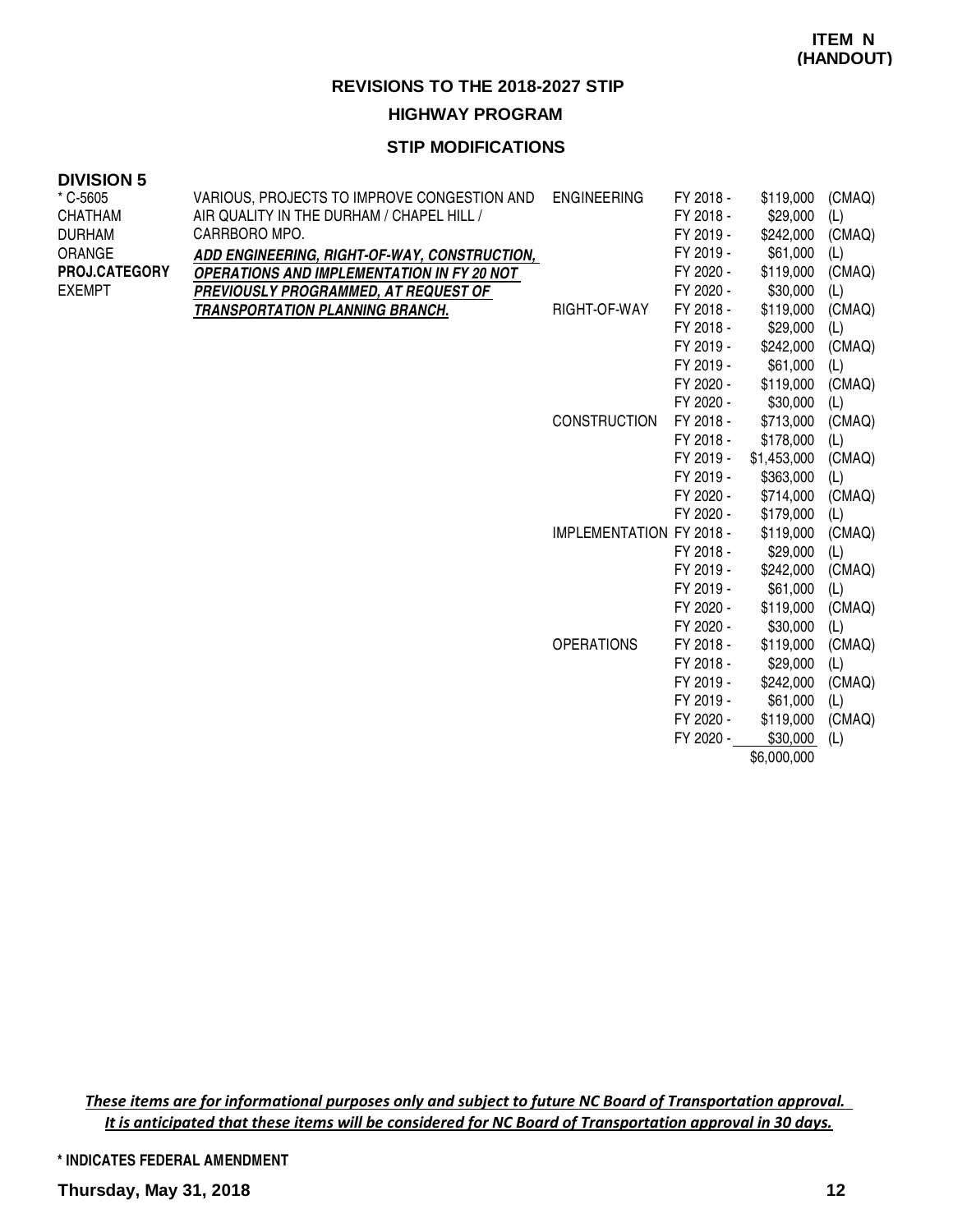**ITEM N (HANDOUT)**

## REVISIONS TO THE 2018-2027 STIP

### HIGHWAY PROGRAM

### STIP MODIFICATIONS

**DIVISION 5**

| Project | Description | Phase | Fiscal Year | Amount | Fund |
|---|---|---|---|---|---|
| * C-5605<br>CHATHAM<br>DURHAM<br>ORANGE<br>**PROJ.CATEGORY**<br>EXEMPT | VARIOUS, PROJECTS TO IMPROVE CONGESTION AND AIR QUALITY IN THE DURHAM / CHAPEL HILL / CARRBORO MPO.<br>***ADD ENGINEERING, RIGHT-OF-WAY, CONSTRUCTION, OPERATIONS AND IMPLEMENTATION IN FY 20 NOT PREVIOUSLY PROGRAMMED, AT REQUEST OF TRANSPORTATION PLANNING BRANCH.*** | ENGINEERING | FY 2018 - | $119,000 | (CMAQ) |
| | | | FY 2018 - | $29,000 | (L) |
| | | | FY 2019 - | $242,000 | (CMAQ) |
| | | | FY 2019 - | $61,000 | (L) |
| | | | FY 2020 - | $119,000 | (CMAQ) |
| | | | FY 2020 - | $30,000 | (L) |
| | | RIGHT-OF-WAY | FY 2018 - | $119,000 | (CMAQ) |
| | | | FY 2018 - | $29,000 | (L) |
| | | | FY 2019 - | $242,000 | (CMAQ) |
| | | | FY 2019 - | $61,000 | (L) |
| | | | FY 2020 - | $119,000 | (CMAQ) |
| | | | FY 2020 - | $30,000 | (L) |
| | | CONSTRUCTION | FY 2018 - | $713,000 | (CMAQ) |
| | | | FY 2018 - | $178,000 | (L) |
| | | | FY 2019 - | $1,453,000 | (CMAQ) |
| | | | FY 2019 - | $363,000 | (L) |
| | | | FY 2020 - | $714,000 | (CMAQ) |
| | | | FY 2020 - | $179,000 | (L) |
| | | IMPLEMENTATION | FY 2018 - | $119,000 | (CMAQ) |
| | | | FY 2018 - | $29,000 | (L) |
| | | | FY 2019 - | $242,000 | (CMAQ) |
| | | | FY 2019 - | $61,000 | (L) |
| | | | FY 2020 - | $119,000 | (CMAQ) |
| | | | FY 2020 - | $30,000 | (L) |
| | | OPERATIONS | FY 2018 - | $119,000 | (CMAQ) |
| | | | FY 2018 - | $29,000 | (L) |
| | | | FY 2019 - | $242,000 | (CMAQ) |
| | | | FY 2019 - | $61,000 | (L) |
| | | | FY 2020 - | $119,000 | (CMAQ) |
| | | | FY 2020 - | $30,000 | (L) |
| | | | | $6,000,000 | |

*These items are for informational purposes only and subject to future NC Board of Transportation approval. It is anticipated that these items will be considered for NC Board of Transportation approval in 30 days.*

**\* INDICATES FEDERAL AMENDMENT**

**Thursday, May 31, 2018**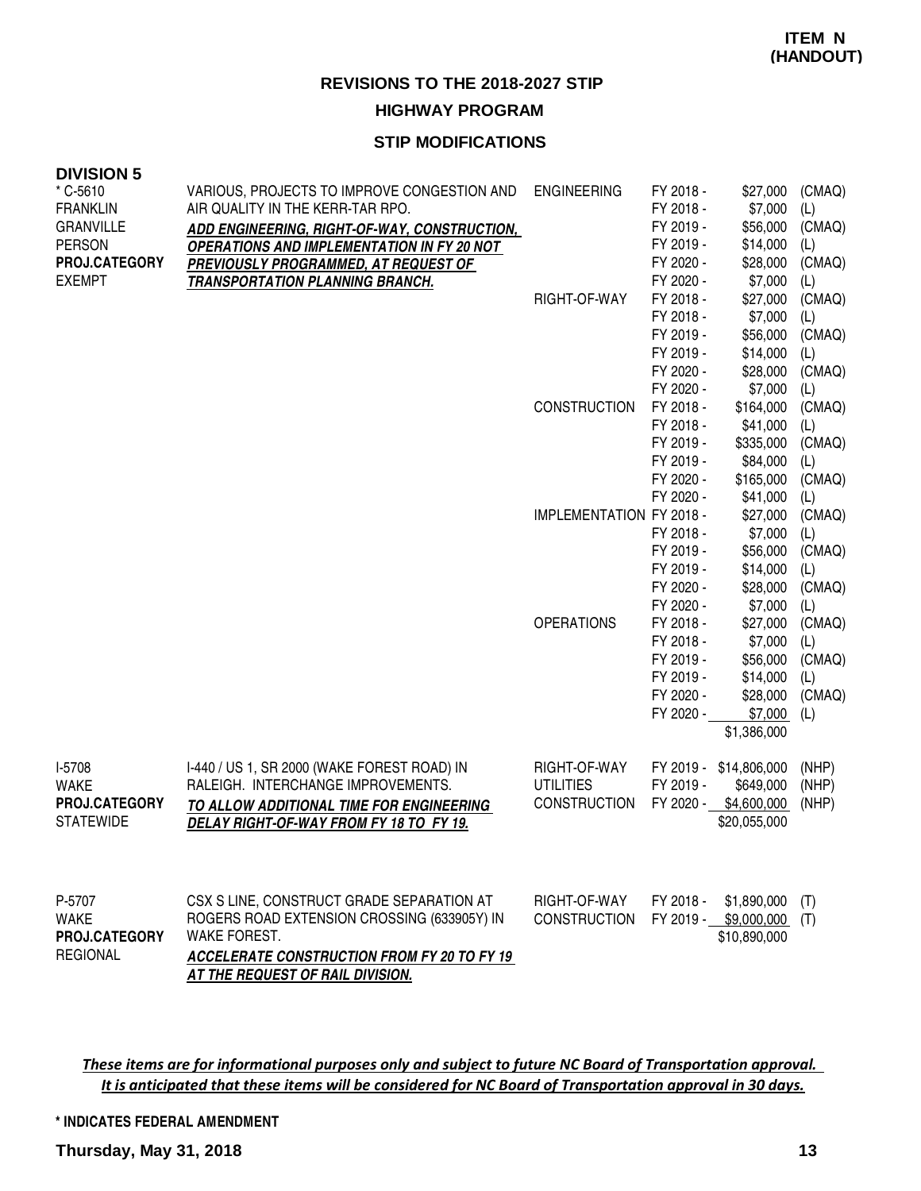**ITEM N (HANDOUT)**

# REVISIONS TO THE 2018-2027 STIP

## HIGHWAY PROGRAM

### STIP MODIFICATIONS

**DIVISION 5**

| Project | Description | Work Type | Fiscal Year | Amount | Funding |
|---|---|---|---|---|---|
| * C-5610<br>FRANKLIN<br>GRANVILLE<br>PERSON<br>**PROJ.CATEGORY**<br>EXEMPT | VARIOUS, PROJECTS TO IMPROVE CONGESTION AND AIR QUALITY IN THE KERR-TAR RPO.<br>***ADD ENGINEERING, RIGHT-OF-WAY, CONSTRUCTION, OPERATIONS AND IMPLEMENTATION IN FY 20 NOT PREVIOUSLY PROGRAMMED, AT REQUEST OF TRANSPORTATION PLANNING BRANCH.*** | ENGINEERING | FY 2018 - | $27,000 | (CMAQ) |
| | | | FY 2018 - | $7,000 | (L) |
| | | | FY 2019 - | $56,000 | (CMAQ) |
| | | | FY 2019 - | $14,000 | (L) |
| | | | FY 2020 - | $28,000 | (CMAQ) |
| | | | FY 2020 - | $7,000 | (L) |
| | | RIGHT-OF-WAY | FY 2018 - | $27,000 | (CMAQ) |
| | | | FY 2018 - | $7,000 | (L) |
| | | | FY 2019 - | $56,000 | (CMAQ) |
| | | | FY 2019 - | $14,000 | (L) |
| | | | FY 2020 - | $28,000 | (CMAQ) |
| | | | FY 2020 - | $7,000 | (L) |
| | | CONSTRUCTION | FY 2018 - | $164,000 | (CMAQ) |
| | | | FY 2018 - | $41,000 | (L) |
| | | | FY 2019 - | $335,000 | (CMAQ) |
| | | | FY 2019 - | $84,000 | (L) |
| | | | FY 2020 - | $165,000 | (CMAQ) |
| | | | FY 2020 - | $41,000 | (L) |
| | | IMPLEMENTATION | FY 2018 - | $27,000 | (CMAQ) |
| | | | FY 2018 - | $7,000 | (L) |
| | | | FY 2019 - | $56,000 | (CMAQ) |
| | | | FY 2019 - | $14,000 | (L) |
| | | | FY 2020 - | $28,000 | (CMAQ) |
| | | | FY 2020 - | $7,000 | (L) |
| | | OPERATIONS | FY 2018 - | $27,000 | (CMAQ) |
| | | | FY 2018 - | $7,000 | (L) |
| | | | FY 2019 - | $56,000 | (CMAQ) |
| | | | FY 2019 - | $14,000 | (L) |
| | | | FY 2020 - | $28,000 | (CMAQ) |
| | | | FY 2020 - | $7,000 | (L) |
| | | | | $1,386,000 | |
| I-5708<br>WAKE<br>**PROJ.CATEGORY**<br>STATEWIDE | I-440 / US 1, SR 2000 (WAKE FOREST ROAD) IN RALEIGH. INTERCHANGE IMPROVEMENTS.<br>***TO ALLOW ADDITIONAL TIME FOR ENGINEERING DELAY RIGHT-OF-WAY FROM FY 18 TO FY 19.*** | RIGHT-OF-WAY | FY 2019 - | $14,806,000 | (NHP) |
| | | UTILITIES | FY 2019 - | $649,000 | (NHP) |
| | | CONSTRUCTION | FY 2020 - | $4,600,000 | (NHP) |
| | | | | $20,055,000 | |
| P-5707<br>WAKE<br>**PROJ.CATEGORY**<br>REGIONAL | CSX S LINE, CONSTRUCT GRADE SEPARATION AT ROGERS ROAD EXTENSION CROSSING (633905Y) IN WAKE FOREST.<br>***ACCELERATE CONSTRUCTION FROM FY 20 TO FY 19 AT THE REQUEST OF RAIL DIVISION.*** | RIGHT-OF-WAY | FY 2018 - | $1,890,000 | (T) |
| | | CONSTRUCTION | FY 2019 - | $9,000,000 | (T) |
| | | | | $10,890,000 | |

*These items are for informational purposes only and subject to future NC Board of Transportation approval. It is anticipated that these items will be considered for NC Board of Transportation approval in 30 days.*

**\* INDICATES FEDERAL AMENDMENT**

**Thursday, May 31, 2018**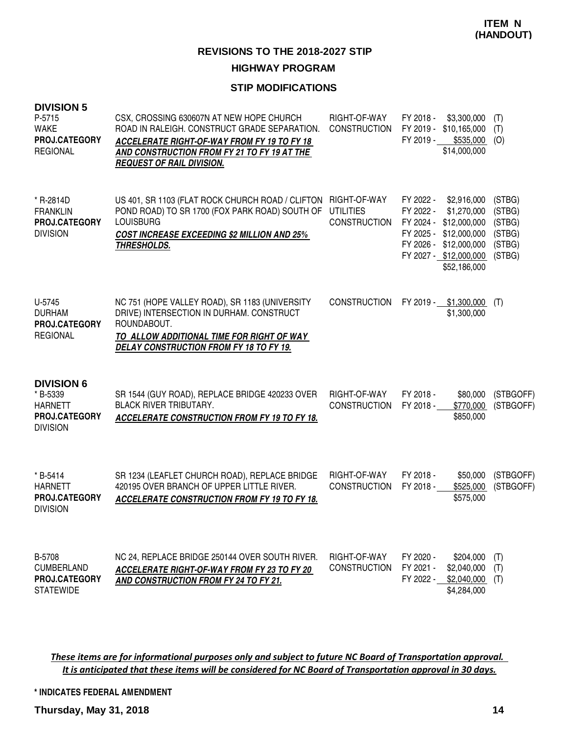**ITEM N (HANDOUT)**

# REVISIONS TO THE 2018-2027 STIP

## HIGHWAY PROGRAM

### STIP MODIFICATIONS

**DIVISION 5**

| Project | Description | Work Type | Fiscal Year / Amount | Funding |
|---|---|---|---|---|
| P-5715<br>WAKE<br>**PROJ.CATEGORY**<br>REGIONAL | CSX, CROSSING 630607N AT NEW HOPE CHURCH ROAD IN RALEIGH. CONSTRUCT GRADE SEPARATION.<br>***ACCELERATE RIGHT-OF-WAY FROM FY 19 TO FY 18 AND CONSTRUCTION FROM FY 21 TO FY 19 AT THE REQUEST OF RAIL DIVISION.*** | RIGHT-OF-WAY<br>CONSTRUCTION | FY 2018 - $3,300,000<br>FY 2019 - $10,165,000<br>FY 2019 - $535,000<br>$14,000,000 | (T)<br>(T)<br>(O) |
| * R-2814D<br>FRANKLIN<br>**PROJ.CATEGORY**<br>DIVISION | US 401, SR 1103 (FLAT ROCK CHURCH ROAD / CLIFTON POND ROAD) TO SR 1700 (FOX PARK ROAD) SOUTH OF LOUISBURG<br>***COST INCREASE EXCEEDING $2 MILLION AND 25% THRESHOLDS.*** | RIGHT-OF-WAY<br>UTILITIES<br>CONSTRUCTION | FY 2022 - $2,916,000<br>FY 2022 - $1,270,000<br>FY 2024 - $12,000,000<br>FY 2025 - $12,000,000<br>FY 2026 - $12,000,000<br>FY 2027 - $12,000,000<br>$52,186,000 | (STBG)<br>(STBG)<br>(STBG)<br>(STBG)<br>(STBG)<br>(STBG) |
| U-5745<br>DURHAM<br>**PROJ.CATEGORY**<br>REGIONAL | NC 751 (HOPE VALLEY ROAD), SR 1183 (UNIVERSITY DRIVE) INTERSECTION IN DURHAM. CONSTRUCT ROUNDABOUT.<br>***TO ALLOW ADDITIONAL TIME FOR RIGHT OF WAY DELAY CONSTRUCTION FROM FY 18 TO FY 19.*** | CONSTRUCTION | FY 2019 - $1,300,000<br>$1,300,000 | (T) |

**DIVISION 6**

| Project | Description | Work Type | Fiscal Year / Amount | Funding |
|---|---|---|---|---|
| * B-5339<br>HARNETT<br>**PROJ.CATEGORY**<br>DIVISION | SR 1544 (GUY ROAD), REPLACE BRIDGE 420233 OVER BLACK RIVER TRIBUTARY.<br>***ACCELERATE CONSTRUCTION FROM FY 19 TO FY 18.*** | RIGHT-OF-WAY<br>CONSTRUCTION | FY 2018 - $80,000<br>FY 2018 - $770,000<br>$850,000 | (STBGOFF)<br>(STBGOFF) |
| * B-5414<br>HARNETT<br>**PROJ.CATEGORY**<br>DIVISION | SR 1234 (LEAFLET CHURCH ROAD), REPLACE BRIDGE 420195 OVER BRANCH OF UPPER LITTLE RIVER.<br>***ACCELERATE CONSTRUCTION FROM FY 19 TO FY 18.*** | RIGHT-OF-WAY<br>CONSTRUCTION | FY 2018 - $50,000<br>FY 2018 - $525,000<br>$575,000 | (STBGOFF)<br>(STBGOFF) |
| B-5708<br>CUMBERLAND<br>**PROJ.CATEGORY**<br>STATEWIDE | NC 24, REPLACE BRIDGE 250144 OVER SOUTH RIVER.<br>***ACCELERATE RIGHT-OF-WAY FROM FY 23 TO FY 20 AND CONSTRUCTION FROM FY 24 TO FY 21.*** | RIGHT-OF-WAY<br>CONSTRUCTION | FY 2020 - $204,000<br>FY 2021 - $2,040,000<br>FY 2022 - $2,040,000<br>$4,284,000 | (T)<br>(T)<br>(T) |

*These items are for informational purposes only and subject to future NC Board of Transportation approval. It is anticipated that these items will be considered for NC Board of Transportation approval in 30 days.*

**\* INDICATES FEDERAL AMENDMENT**

**Thursday, May 31, 2018**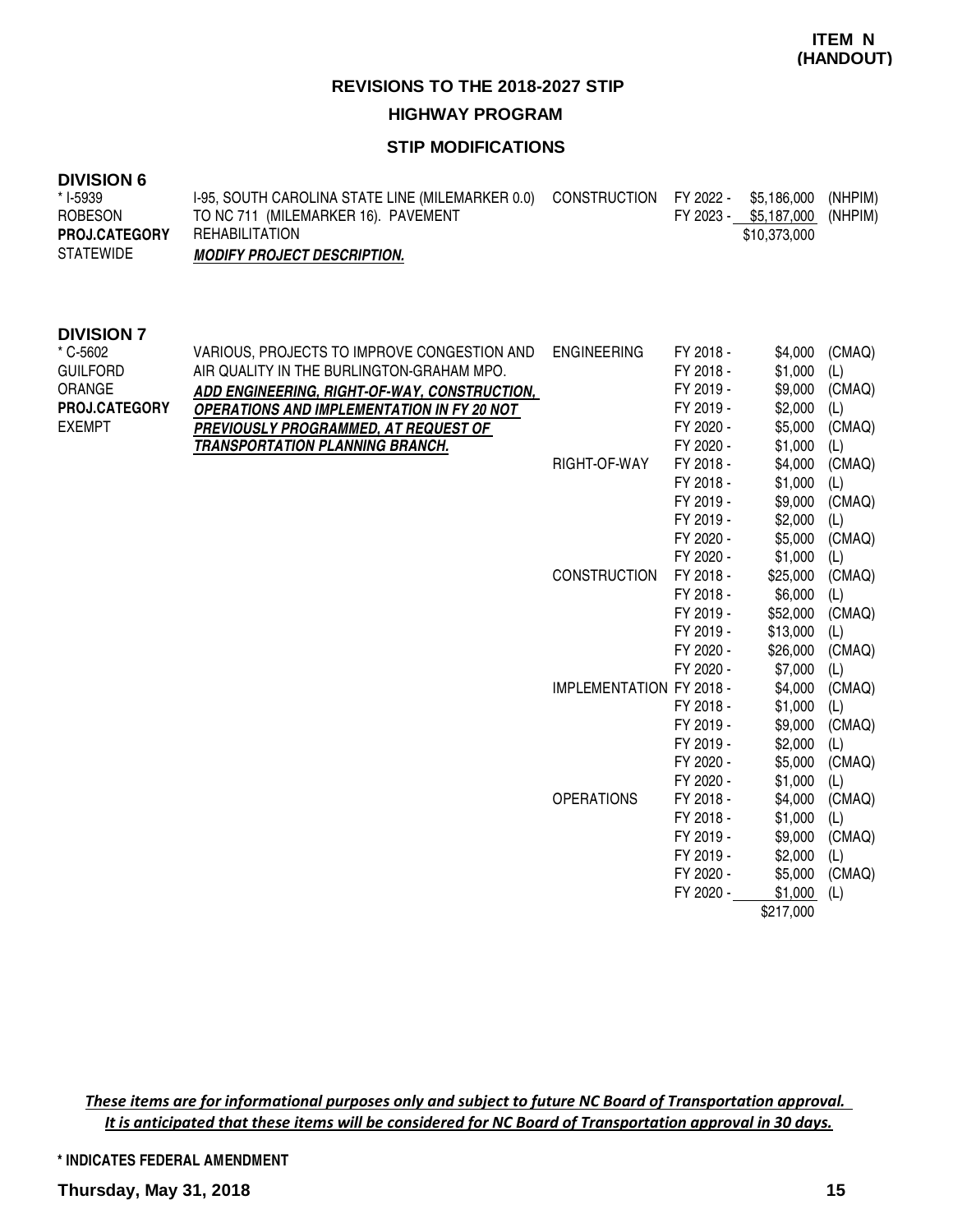**ITEM N (HANDOUT)**

## REVISIONS TO THE 2018-2027 STIP

### HIGHWAY PROGRAM

### STIP MODIFICATIONS

**DIVISION 6**

| | | | | | |
|---|---|---|---|---|---|
| * I-5939 | I-95, SOUTH CAROLINA STATE LINE (MILEMARKER 0.0) | CONSTRUCTION | FY 2022 - | $5,186,000 | (NHPIM) |
| ROBESON | TO NC 711 (MILEMARKER 16). PAVEMENT | | FY 2023 - | $5,187,000 | (NHPIM) |
| **PROJ.CATEGORY** | REHABILITATION | | | $10,373,000 | |
| STATEWIDE | ***MODIFY PROJECT DESCRIPTION.*** | | | | |

**DIVISION 7**

| | | | | | |
|---|---|---|---|---|---|
| * C-5602 | VARIOUS, PROJECTS TO IMPROVE CONGESTION AND | ENGINEERING | FY 2018 - | $4,000 | (CMAQ) |
| GUILFORD | AIR QUALITY IN THE BURLINGTON-GRAHAM MPO. | | FY 2018 - | $1,000 | (L) |
| ORANGE | ***ADD ENGINEERING, RIGHT-OF-WAY, CONSTRUCTION,*** | | FY 2019 - | $9,000 | (CMAQ) |
| **PROJ.CATEGORY** | ***OPERATIONS AND IMPLEMENTATION IN FY 20 NOT*** | | FY 2019 - | $2,000 | (L) |
| EXEMPT | ***PREVIOUSLY PROGRAMMED, AT REQUEST OF*** | | FY 2020 - | $5,000 | (CMAQ) |
| | ***TRANSPORTATION PLANNING BRANCH.*** | | FY 2020 - | $1,000 | (L) |
| | | RIGHT-OF-WAY | FY 2018 - | $4,000 | (CMAQ) |
| | | | FY 2018 - | $1,000 | (L) |
| | | | FY 2019 - | $9,000 | (CMAQ) |
| | | | FY 2019 - | $2,000 | (L) |
| | | | FY 2020 - | $5,000 | (CMAQ) |
| | | | FY 2020 - | $1,000 | (L) |
| | | CONSTRUCTION | FY 2018 - | $25,000 | (CMAQ) |
| | | | FY 2018 - | $6,000 | (L) |
| | | | FY 2019 - | $52,000 | (CMAQ) |
| | | | FY 2019 - | $13,000 | (L) |
| | | | FY 2020 - | $26,000 | (CMAQ) |
| | | | FY 2020 - | $7,000 | (L) |
| | | IMPLEMENTATION | FY 2018 - | $4,000 | (CMAQ) |
| | | | FY 2018 - | $1,000 | (L) |
| | | | FY 2019 - | $9,000 | (CMAQ) |
| | | | FY 2019 - | $2,000 | (L) |
| | | | FY 2020 - | $5,000 | (CMAQ) |
| | | | FY 2020 - | $1,000 | (L) |
| | | OPERATIONS | FY 2018 - | $4,000 | (CMAQ) |
| | | | FY 2018 - | $1,000 | (L) |
| | | | FY 2019 - | $9,000 | (CMAQ) |
| | | | FY 2019 - | $2,000 | (L) |
| | | | FY 2020 - | $5,000 | (CMAQ) |
| | | | FY 2020 - | $1,000 | (L) |
| | | | | $217,000 | |

*These items are for informational purposes only and subject to future NC Board of Transportation approval. It is anticipated that these items will be considered for NC Board of Transportation approval in 30 days.*

**\* INDICATES FEDERAL AMENDMENT**

**Thursday, May 31, 2018**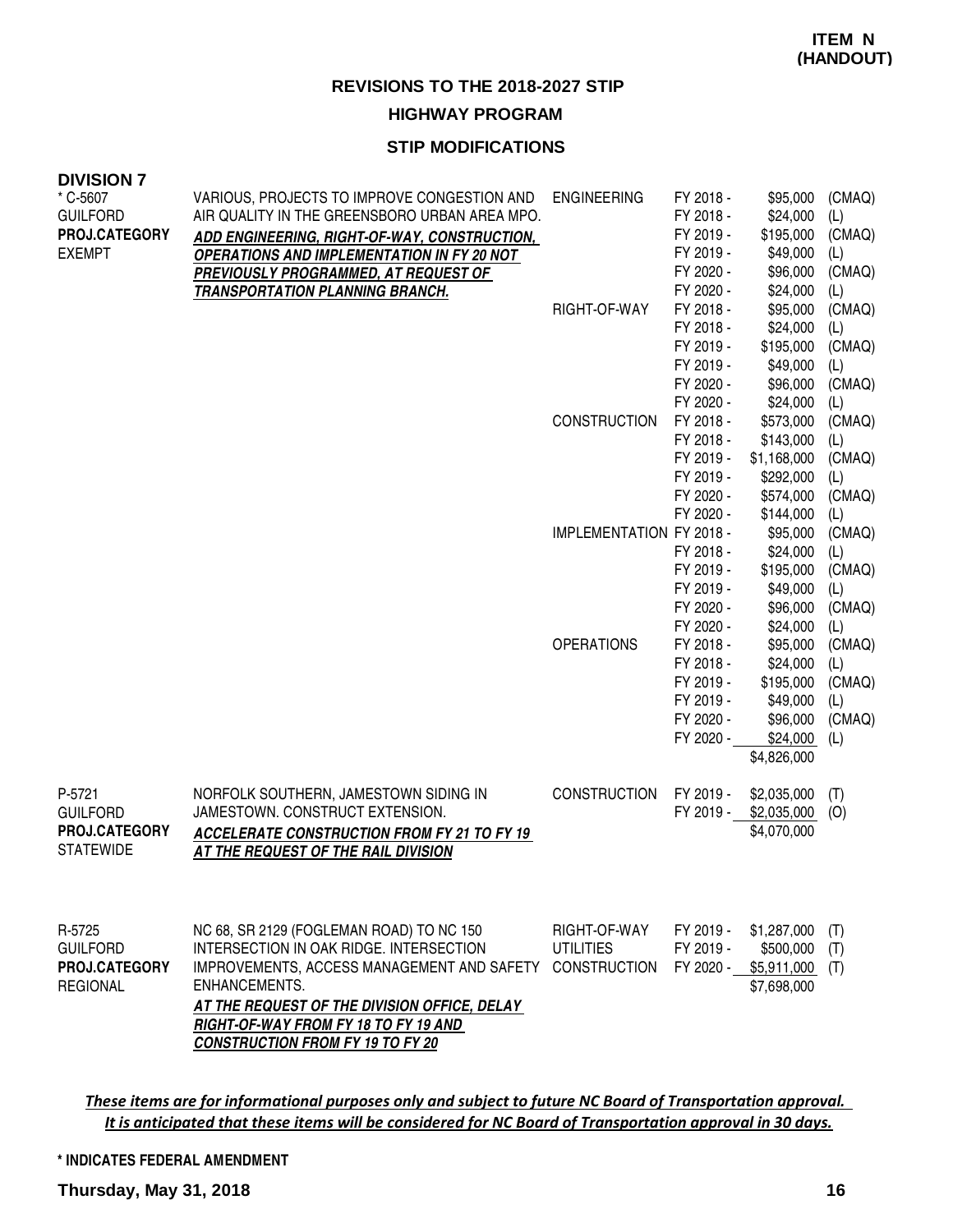**ITEM N (HANDOUT)**

# REVISIONS TO THE 2018-2027 STIP

## HIGHWAY PROGRAM

### STIP MODIFICATIONS

**DIVISION 7**

| Project | Description | Phase | Fiscal Year | Amount | Source |
|---|---|---|---|---|---|
| * C-5607<br>GUILFORD<br>**PROJ.CATEGORY**<br>EXEMPT | VARIOUS, PROJECTS TO IMPROVE CONGESTION AND AIR QUALITY IN THE GREENSBORO URBAN AREA MPO.<br>***ADD ENGINEERING, RIGHT-OF-WAY, CONSTRUCTION, OPERATIONS AND IMPLEMENTATION IN FY 20 NOT PREVIOUSLY PROGRAMMED, AT REQUEST OF TRANSPORTATION PLANNING BRANCH.*** | ENGINEERING | FY 2018 - | $95,000 | (CMAQ) |
| | | | FY 2018 - | $24,000 | (L) |
| | | | FY 2019 - | $195,000 | (CMAQ) |
| | | | FY 2019 - | $49,000 | (L) |
| | | | FY 2020 - | $96,000 | (CMAQ) |
| | | | FY 2020 - | $24,000 | (L) |
| | | RIGHT-OF-WAY | FY 2018 - | $95,000 | (CMAQ) |
| | | | FY 2018 - | $24,000 | (L) |
| | | | FY 2019 - | $195,000 | (CMAQ) |
| | | | FY 2019 - | $49,000 | (L) |
| | | | FY 2020 - | $96,000 | (CMAQ) |
| | | | FY 2020 - | $24,000 | (L) |
| | | CONSTRUCTION | FY 2018 - | $573,000 | (CMAQ) |
| | | | FY 2018 - | $143,000 | (L) |
| | | | FY 2019 - | $1,168,000 | (CMAQ) |
| | | | FY 2019 - | $292,000 | (L) |
| | | | FY 2020 - | $574,000 | (CMAQ) |
| | | | FY 2020 - | $144,000 | (L) |
| | | IMPLEMENTATION | FY 2018 - | $95,000 | (CMAQ) |
| | | | FY 2018 - | $24,000 | (L) |
| | | | FY 2019 - | $195,000 | (CMAQ) |
| | | | FY 2019 - | $49,000 | (L) |
| | | | FY 2020 - | $96,000 | (CMAQ) |
| | | | FY 2020 - | $24,000 | (L) |
| | | OPERATIONS | FY 2018 - | $95,000 | (CMAQ) |
| | | | FY 2018 - | $24,000 | (L) |
| | | | FY 2019 - | $195,000 | (CMAQ) |
| | | | FY 2019 - | $49,000 | (L) |
| | | | FY 2020 - | $96,000 | (CMAQ) |
| | | | FY 2020 - | $24,000 | (L) |
| | | | | $4,826,000 | |
| P-5721<br>GUILFORD<br>**PROJ.CATEGORY**<br>STATEWIDE | NORFOLK SOUTHERN, JAMESTOWN SIDING IN JAMESTOWN. CONSTRUCT EXTENSION.<br>***ACCELERATE CONSTRUCTION FROM FY 21 TO FY 19 AT THE REQUEST OF THE RAIL DIVISION*** | CONSTRUCTION | FY 2019 - | $2,035,000 | (T) |
| | | | FY 2019 - | $2,035,000 | (O) |
| | | | | $4,070,000 | |
| R-5725<br>GUILFORD<br>**PROJ.CATEGORY**<br>REGIONAL | NC 68, SR 2129 (FOGLEMAN ROAD) TO NC 150 INTERSECTION IN OAK RIDGE. INTERSECTION IMPROVEMENTS, ACCESS MANAGEMENT AND SAFETY ENHANCEMENTS.<br>***AT THE REQUEST OF THE DIVISION OFFICE, DELAY RIGHT-OF-WAY FROM FY 18 TO FY 19 AND CONSTRUCTION FROM FY 19 TO FY 20*** | RIGHT-OF-WAY | FY 2019 - | $1,287,000 | (T) |
| | | UTILITIES | FY 2019 - | $500,000 | (T) |
| | | CONSTRUCTION | FY 2020 - | $5,911,000 | (T) |
| | | | | $7,698,000 | |

***These items are for informational purposes only and subject to future NC Board of Transportation approval. It is anticipated that these items will be considered for NC Board of Transportation approval in 30 days.***

**\* INDICATES FEDERAL AMENDMENT**

**Thursday, May 31, 2018**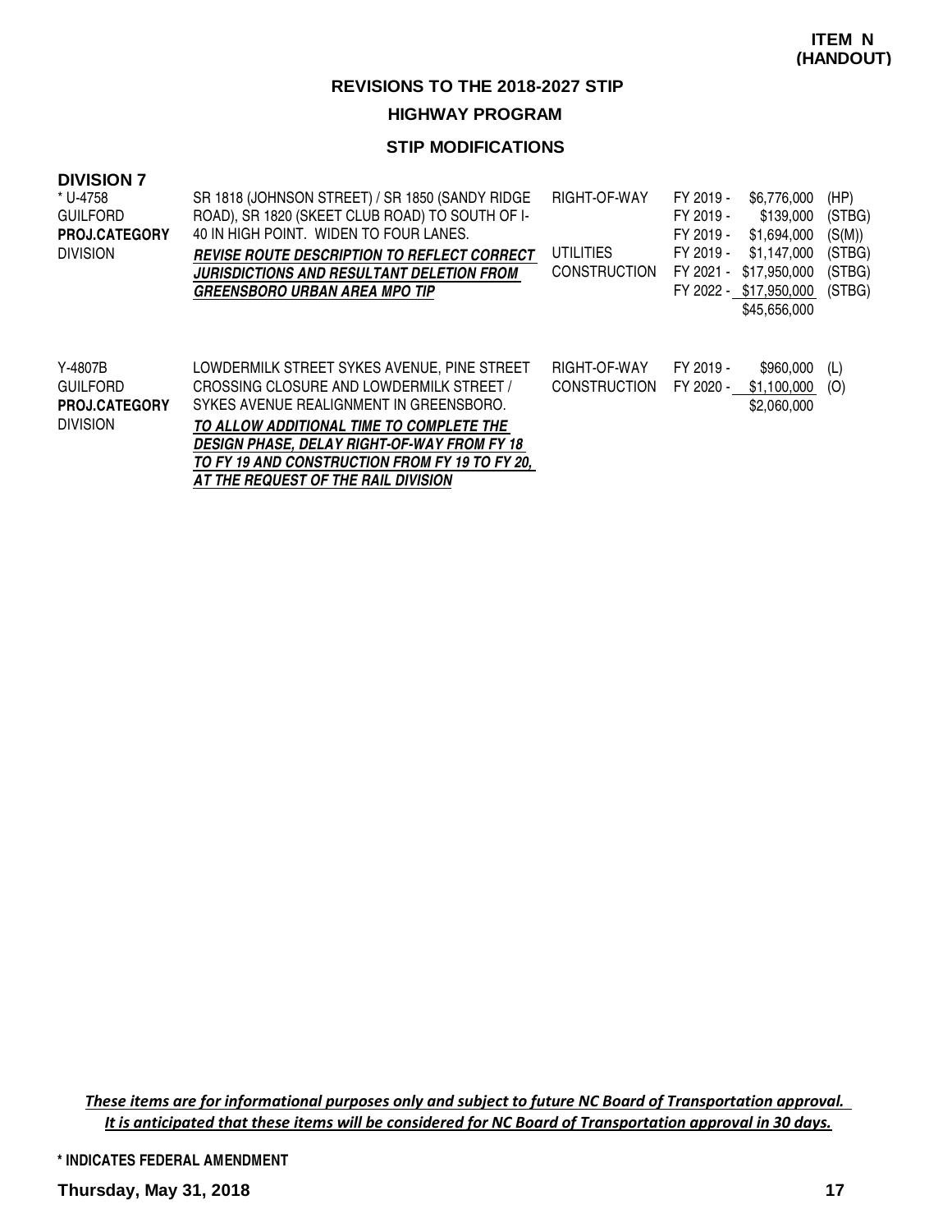**ITEM N (HANDOUT)**

## REVISIONS TO THE 2018-2027 STIP

### HIGHWAY PROGRAM

### STIP MODIFICATIONS

**DIVISION 7**

| Project | Description | Phase | FY | Amount | Fund |
|---|---|---|---|---|---|
| * U-4758<br>GUILFORD<br>**PROJ.CATEGORY**<br>DIVISION | SR 1818 (JOHNSON STREET) / SR 1850 (SANDY RIDGE ROAD), SR 1820 (SKEET CLUB ROAD) TO SOUTH OF I-40 IN HIGH POINT. WIDEN TO FOUR LANES.<br>***REVISE ROUTE DESCRIPTION TO REFLECT CORRECT JURISDICTIONS AND RESULTANT DELETION FROM GREENSBORO URBAN AREA MPO TIP*** | RIGHT-OF-WAY | FY 2019 - | \$6,776,000 | (HP) |
| | | | FY 2019 - | \$139,000 | (STBG) |
| | | | FY 2019 - | \$1,694,000 | (S(M)) |
| | | UTILITIES | FY 2019 - | \$1,147,000 | (STBG) |
| | | CONSTRUCTION | FY 2021 - | \$17,950,000 | (STBG) |
| | | | FY 2022 - | \$17,950,000 | (STBG) |
| | | | | \$45,656,000 | |
| Y-4807B<br>GUILFORD<br>**PROJ.CATEGORY**<br>DIVISION | LOWDERMILK STREET SYKES AVENUE, PINE STREET CROSSING CLOSURE AND LOWDERMILK STREET / SYKES AVENUE REALIGNMENT IN GREENSBORO.<br>***TO ALLOW ADDITIONAL TIME TO COMPLETE THE DESIGN PHASE, DELAY RIGHT-OF-WAY FROM FY 18 TO FY 19 AND CONSTRUCTION FROM FY 19 TO FY 20, AT THE REQUEST OF THE RAIL DIVISION*** | RIGHT-OF-WAY | FY 2019 - | \$960,000 | (L) |
| | | CONSTRUCTION | FY 2020 - | \$1,100,000 | (O) |
| | | | | \$2,060,000 | |

*These items are for informational purposes only and subject to future NC Board of Transportation approval. It is anticipated that these items will be considered for NC Board of Transportation approval in 30 days.*

**\* INDICATES FEDERAL AMENDMENT**

**Thursday, May 31, 2018**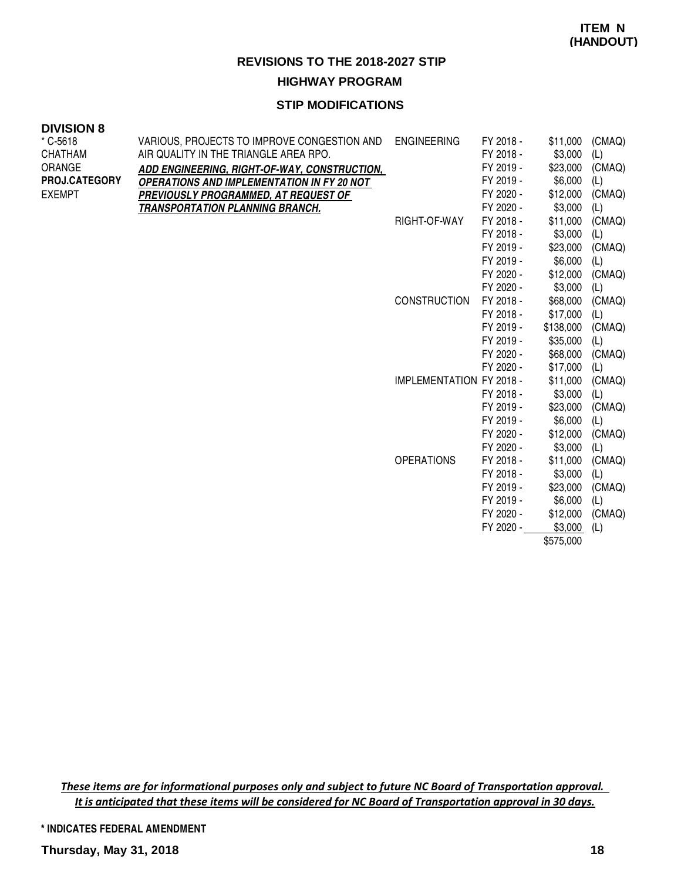**ITEM N (HANDOUT)**

## REVISIONS TO THE 2018-2027 STIP

### HIGHWAY PROGRAM

### STIP MODIFICATIONS

**DIVISION 8**

| Project | Description | Phase | Fiscal Year | Amount | Source |
|---|---|---|---|---|---|
| * C-5618<br>CHATHAM<br>ORANGE<br>**PROJ.CATEGORY**<br>EXEMPT | VARIOUS, PROJECTS TO IMPROVE CONGESTION AND AIR QUALITY IN THE TRIANGLE AREA RPO.<br>***ADD ENGINEERING, RIGHT-OF-WAY, CONSTRUCTION, OPERATIONS AND IMPLEMENTATION IN FY 20 NOT PREVIOUSLY PROGRAMMED, AT REQUEST OF TRANSPORTATION PLANNING BRANCH.*** | ENGINEERING | FY 2018 - | $11,000 | (CMAQ) |
| | | | FY 2018 - | $3,000 | (L) |
| | | | FY 2019 - | $23,000 | (CMAQ) |
| | | | FY 2019 - | $6,000 | (L) |
| | | | FY 2020 - | $12,000 | (CMAQ) |
| | | | FY 2020 - | $3,000 | (L) |
| | | RIGHT-OF-WAY | FY 2018 - | $11,000 | (CMAQ) |
| | | | FY 2018 - | $3,000 | (L) |
| | | | FY 2019 - | $23,000 | (CMAQ) |
| | | | FY 2019 - | $6,000 | (L) |
| | | | FY 2020 - | $12,000 | (CMAQ) |
| | | | FY 2020 - | $3,000 | (L) |
| | | CONSTRUCTION | FY 2018 - | $68,000 | (CMAQ) |
| | | | FY 2018 - | $17,000 | (L) |
| | | | FY 2019 - | $138,000 | (CMAQ) |
| | | | FY 2019 - | $35,000 | (L) |
| | | | FY 2020 - | $68,000 | (CMAQ) |
| | | | FY 2020 - | $17,000 | (L) |
| | | IMPLEMENTATION | FY 2018 - | $11,000 | (CMAQ) |
| | | | FY 2018 - | $3,000 | (L) |
| | | | FY 2019 - | $23,000 | (CMAQ) |
| | | | FY 2019 - | $6,000 | (L) |
| | | | FY 2020 - | $12,000 | (CMAQ) |
| | | | FY 2020 - | $3,000 | (L) |
| | | OPERATIONS | FY 2018 - | $11,000 | (CMAQ) |
| | | | FY 2018 - | $3,000 | (L) |
| | | | FY 2019 - | $23,000 | (CMAQ) |
| | | | FY 2019 - | $6,000 | (L) |
| | | | FY 2020 - | $12,000 | (CMAQ) |
| | | | FY 2020 - | $3,000 | (L) |
| | | | | $575,000 | |

*These items are for informational purposes only and subject to future NC Board of Transportation approval. It is anticipated that these items will be considered for NC Board of Transportation approval in 30 days.*

**\* INDICATES FEDERAL AMENDMENT**

**Thursday, May 31, 2018**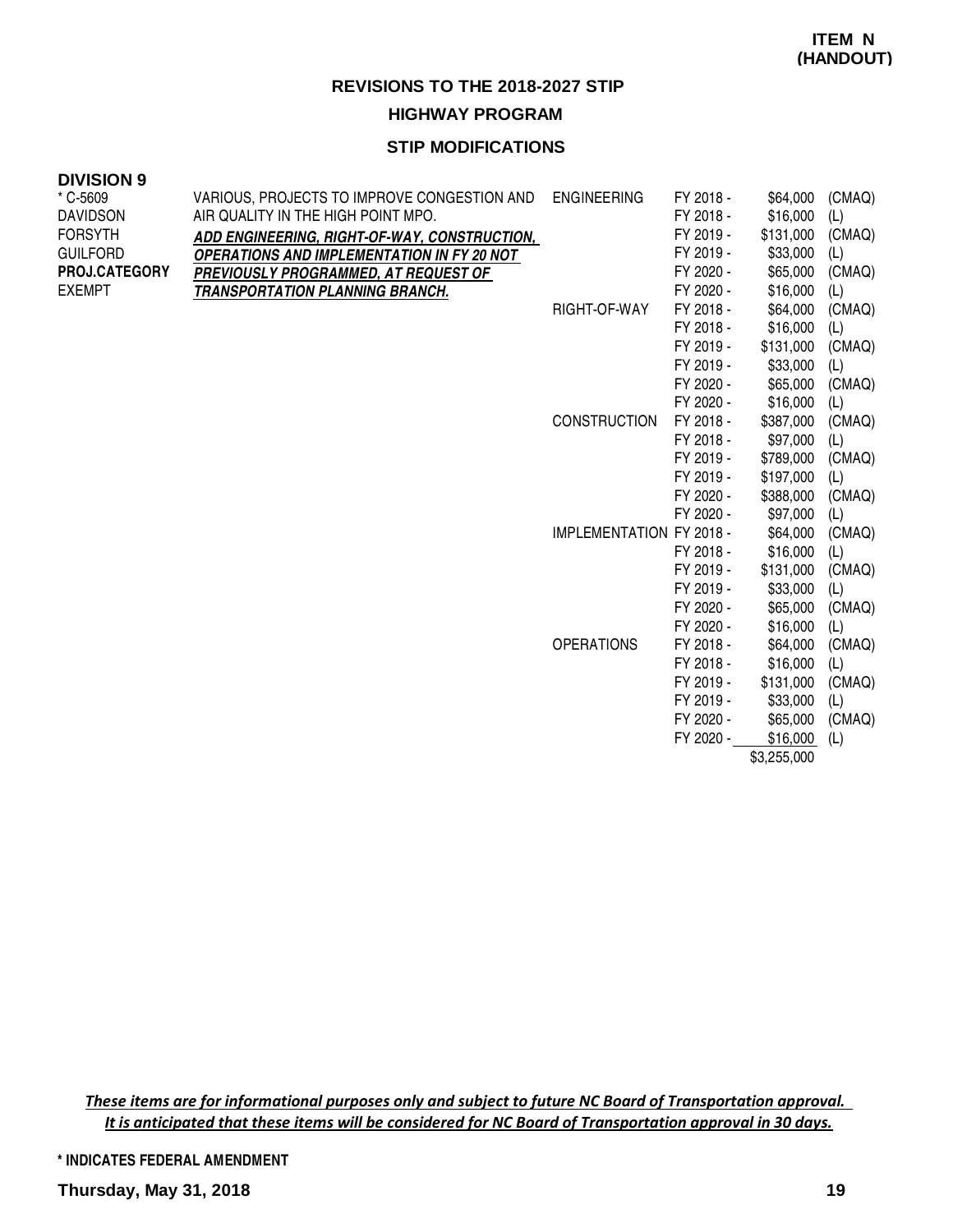**ITEM N (HANDOUT)**

## REVISIONS TO THE 2018-2027 STIP

### HIGHWAY PROGRAM

### STIP MODIFICATIONS

**DIVISION 9**

| | | | | | |
|---|---|---|---|---|---|
| * C-5609<br>DAVIDSON<br>FORSYTH<br>GUILFORD<br>**PROJ.CATEGORY**<br>EXEMPT | VARIOUS, PROJECTS TO IMPROVE CONGESTION AND AIR QUALITY IN THE HIGH POINT MPO.<br>***ADD ENGINEERING, RIGHT-OF-WAY, CONSTRUCTION, OPERATIONS AND IMPLEMENTATION IN FY 20 NOT PREVIOUSLY PROGRAMMED, AT REQUEST OF TRANSPORTATION PLANNING BRANCH.*** | ENGINEERING | FY 2018 - | $64,000 | (CMAQ) |
| | | | FY 2018 - | $16,000 | (L) |
| | | | FY 2019 - | $131,000 | (CMAQ) |
| | | | FY 2019 - | $33,000 | (L) |
| | | | FY 2020 - | $65,000 | (CMAQ) |
| | | | FY 2020 - | $16,000 | (L) |
| | | RIGHT-OF-WAY | FY 2018 - | $64,000 | (CMAQ) |
| | | | FY 2018 - | $16,000 | (L) |
| | | | FY 2019 - | $131,000 | (CMAQ) |
| | | | FY 2019 - | $33,000 | (L) |
| | | | FY 2020 - | $65,000 | (CMAQ) |
| | | | FY 2020 - | $16,000 | (L) |
| | | CONSTRUCTION | FY 2018 - | $387,000 | (CMAQ) |
| | | | FY 2018 - | $97,000 | (L) |
| | | | FY 2019 - | $789,000 | (CMAQ) |
| | | | FY 2019 - | $197,000 | (L) |
| | | | FY 2020 - | $388,000 | (CMAQ) |
| | | | FY 2020 - | $97,000 | (L) |
| | | IMPLEMENTATION | FY 2018 - | $64,000 | (CMAQ) |
| | | | FY 2018 - | $16,000 | (L) |
| | | | FY 2019 - | $131,000 | (CMAQ) |
| | | | FY 2019 - | $33,000 | (L) |
| | | | FY 2020 - | $65,000 | (CMAQ) |
| | | | FY 2020 - | $16,000 | (L) |
| | | OPERATIONS | FY 2018 - | $64,000 | (CMAQ) |
| | | | FY 2018 - | $16,000 | (L) |
| | | | FY 2019 - | $131,000 | (CMAQ) |
| | | | FY 2019 - | $33,000 | (L) |
| | | | FY 2020 - | $65,000 | (CMAQ) |
| | | | FY 2020 - | $16,000 | (L) |
| | | | | $3,255,000 | |

*These items are for informational purposes only and subject to future NC Board of Transportation approval. It is anticipated that these items will be considered for NC Board of Transportation approval in 30 days.*

\* INDICATES FEDERAL AMENDMENT

**Thursday, May 31, 2018**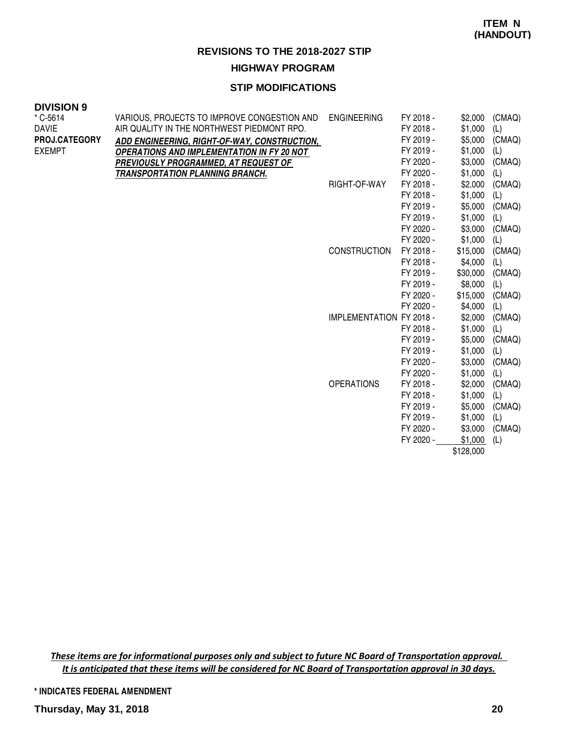**ITEM N (HANDOUT)**

## REVISIONS TO THE 2018-2027 STIP

### HIGHWAY PROGRAM

### STIP MODIFICATIONS

**DIVISION 9**

| Project | Description | Phase | Fiscal Year | Amount | Source |
|---|---|---|---|---|---|
| * C-5614 | VARIOUS, PROJECTS TO IMPROVE CONGESTION AND AIR QUALITY IN THE NORTHWEST PIEDMONT RPO. | ENGINEERING | FY 2018 - | $2,000 | (CMAQ) |
| DAVIE | ***ADD ENGINEERING, RIGHT-OF-WAY, CONSTRUCTION, OPERATIONS AND IMPLEMENTATION IN FY 20 NOT PREVIOUSLY PROGRAMMED, AT REQUEST OF TRANSPORTATION PLANNING BRANCH.*** | | FY 2018 - | $1,000 | (L) |
| **PROJ.CATEGORY** | | | FY 2019 - | $5,000 | (CMAQ) |
| EXEMPT | | | FY 2019 - | $1,000 | (L) |
| | | | FY 2020 - | $3,000 | (CMAQ) |
| | | | FY 2020 - | $1,000 | (L) |
| | | RIGHT-OF-WAY | FY 2018 - | $2,000 | (CMAQ) |
| | | | FY 2018 - | $1,000 | (L) |
| | | | FY 2019 - | $5,000 | (CMAQ) |
| | | | FY 2019 - | $1,000 | (L) |
| | | | FY 2020 - | $3,000 | (CMAQ) |
| | | | FY 2020 - | $1,000 | (L) |
| | | CONSTRUCTION | FY 2018 - | $15,000 | (CMAQ) |
| | | | FY 2018 - | $4,000 | (L) |
| | | | FY 2019 - | $30,000 | (CMAQ) |
| | | | FY 2019 - | $8,000 | (L) |
| | | | FY 2020 - | $15,000 | (CMAQ) |
| | | | FY 2020 - | $4,000 | (L) |
| | | IMPLEMENTATION | FY 2018 - | $2,000 | (CMAQ) |
| | | | FY 2018 - | $1,000 | (L) |
| | | | FY 2019 - | $5,000 | (CMAQ) |
| | | | FY 2019 - | $1,000 | (L) |
| | | | FY 2020 - | $3,000 | (CMAQ) |
| | | | FY 2020 - | $1,000 | (L) |
| | | OPERATIONS | FY 2018 - | $2,000 | (CMAQ) |
| | | | FY 2018 - | $1,000 | (L) |
| | | | FY 2019 - | $5,000 | (CMAQ) |
| | | | FY 2019 - | $1,000 | (L) |
| | | | FY 2020 - | $3,000 | (CMAQ) |
| | | | FY 2020 - | $1,000 | (L) |
| | | | | $128,000 | |

***These items are for informational purposes only and subject to future NC Board of Transportation approval. It is anticipated that these items will be considered for NC Board of Transportation approval in 30 days.***

**\* INDICATES FEDERAL AMENDMENT**

**Thursday, May 31, 2018**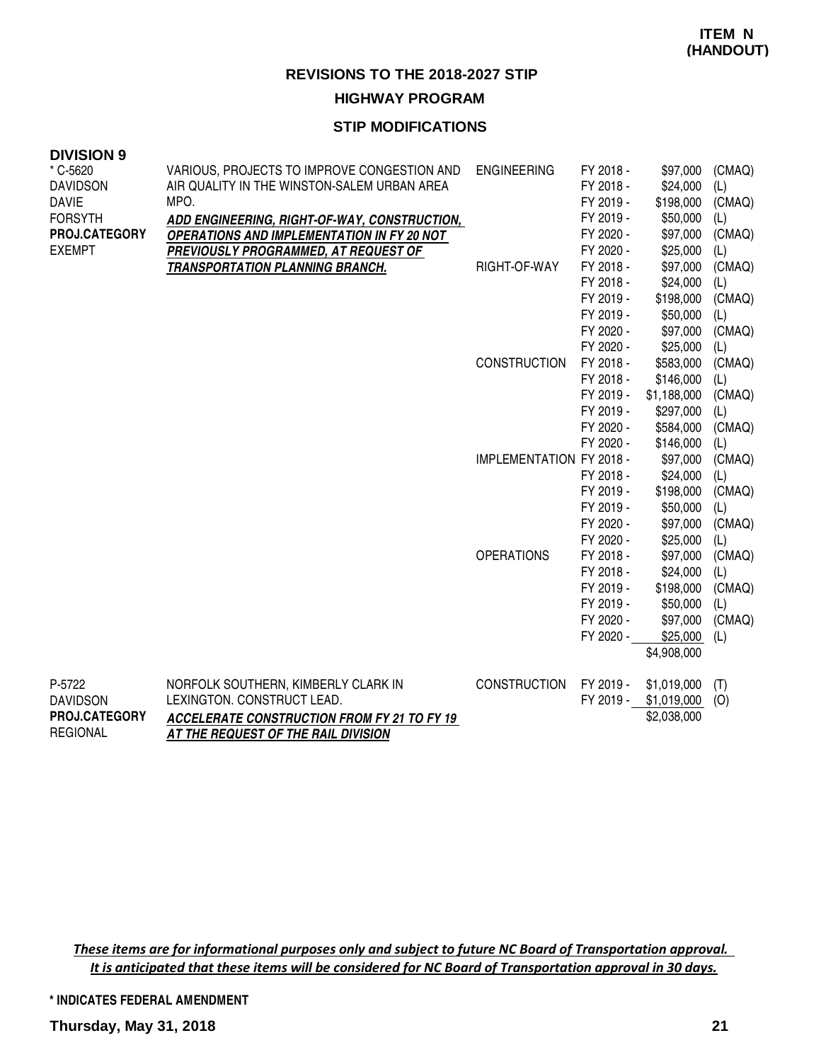**ITEM N (HANDOUT)**

## REVISIONS TO THE 2018-2027 STIP

### HIGHWAY PROGRAM

### STIP MODIFICATIONS

**DIVISION 9**

| Project | Description | Work Type | Fiscal Year | Amount | Source |
|---|---|---|---|---|---|
| * C-5620<br>DAVIDSON<br>DAVIE<br>FORSYTH<br>**PROJ.CATEGORY**<br>EXEMPT | VARIOUS, PROJECTS TO IMPROVE CONGESTION AND AIR QUALITY IN THE WINSTON-SALEM URBAN AREA MPO.<br>***ADD ENGINEERING, RIGHT-OF-WAY, CONSTRUCTION, OPERATIONS AND IMPLEMENTATION IN FY 20 NOT PREVIOUSLY PROGRAMMED, AT REQUEST OF TRANSPORTATION PLANNING BRANCH.*** | ENGINEERING | FY 2018 - | $97,000 | (CMAQ) |
| | | | FY 2018 - | $24,000 | (L) |
| | | | FY 2019 - | $198,000 | (CMAQ) |
| | | | FY 2019 - | $50,000 | (L) |
| | | | FY 2020 - | $97,000 | (CMAQ) |
| | | | FY 2020 - | $25,000 | (L) |
| | | RIGHT-OF-WAY | FY 2018 - | $97,000 | (CMAQ) |
| | | | FY 2018 - | $24,000 | (L) |
| | | | FY 2019 - | $198,000 | (CMAQ) |
| | | | FY 2019 - | $50,000 | (L) |
| | | | FY 2020 - | $97,000 | (CMAQ) |
| | | | FY 2020 - | $25,000 | (L) |
| | | CONSTRUCTION | FY 2018 - | $583,000 | (CMAQ) |
| | | | FY 2018 - | $146,000 | (L) |
| | | | FY 2019 - | $1,188,000 | (CMAQ) |
| | | | FY 2019 - | $297,000 | (L) |
| | | | FY 2020 - | $584,000 | (CMAQ) |
| | | | FY 2020 - | $146,000 | (L) |
| | | IMPLEMENTATION | FY 2018 - | $97,000 | (CMAQ) |
| | | | FY 2018 - | $24,000 | (L) |
| | | | FY 2019 - | $198,000 | (CMAQ) |
| | | | FY 2019 - | $50,000 | (L) |
| | | | FY 2020 - | $97,000 | (CMAQ) |
| | | | FY 2020 - | $25,000 | (L) |
| | | OPERATIONS | FY 2018 - | $97,000 | (CMAQ) |
| | | | FY 2018 - | $24,000 | (L) |
| | | | FY 2019 - | $198,000 | (CMAQ) |
| | | | FY 2019 - | $50,000 | (L) |
| | | | FY 2020 - | $97,000 | (CMAQ) |
| | | | FY 2020 - | $25,000 | (L) |
| | | | | $4,908,000 | |
| P-5722<br>DAVIDSON<br>**PROJ.CATEGORY**<br>REGIONAL | NORFOLK SOUTHERN, KIMBERLY CLARK IN LEXINGTON. CONSTRUCT LEAD.<br>***ACCELERATE CONSTRUCTION FROM FY 21 TO FY 19 AT THE REQUEST OF THE RAIL DIVISION*** | CONSTRUCTION | FY 2019 - | $1,019,000 | (T) |
| | | | FY 2019 - | $1,019,000 | (O) |
| | | | | $2,038,000 | |

*These items are for informational purposes only and subject to future NC Board of Transportation approval. It is anticipated that these items will be considered for NC Board of Transportation approval in 30 days.*

**\* INDICATES FEDERAL AMENDMENT**

**Thursday, May 31, 2018**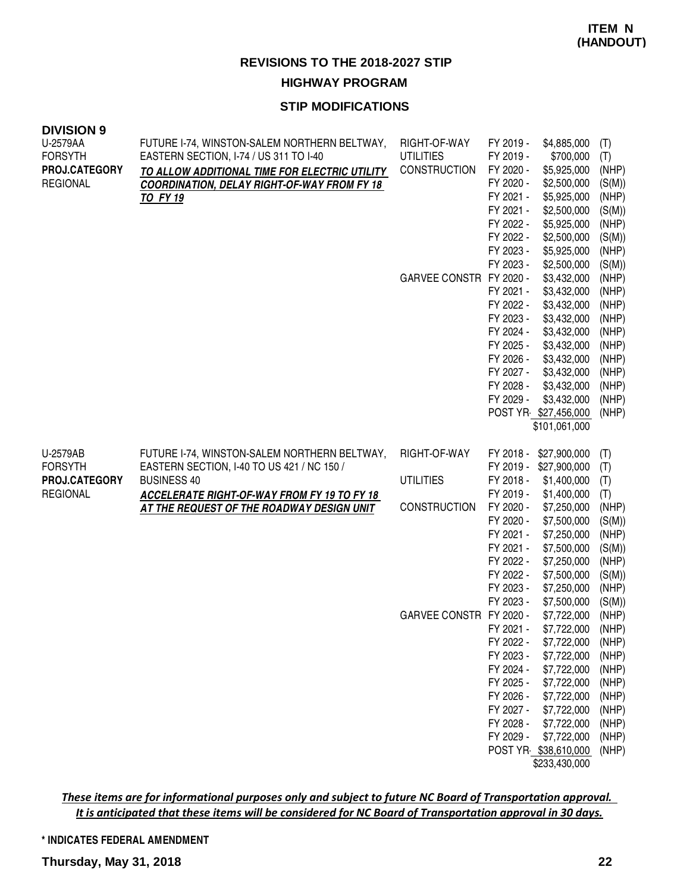**ITEM N (HANDOUT)**

# REVISIONS TO THE 2018-2027 STIP

## HIGHWAY PROGRAM

### STIP MODIFICATIONS

**DIVISION 9**

| Project | Description | Phase | Year | Amount | Fund |
|---|---|---|---|---|---|
| U-2579AA<br>FORSYTH<br>**PROJ.CATEGORY**<br>REGIONAL | FUTURE I-74, WINSTON-SALEM NORTHERN BELTWAY, EASTERN SECTION, I-74 / US 311 TO I-40<br>***TO ALLOW ADDITIONAL TIME FOR ELECTRIC UTILITY COORDINATION, DELAY RIGHT-OF-WAY FROM FY 18 TO FY 19*** | RIGHT-OF-WAY | FY 2019 - | $4,885,000 | (T) |
| | | UTILITIES | FY 2019 - | $700,000 | (T) |
| | | CONSTRUCTION | FY 2020 - | $5,925,000 | (NHP) |
| | | | FY 2020 - | $2,500,000 | (S(M)) |
| | | | FY 2021 - | $5,925,000 | (NHP) |
| | | | FY 2021 - | $2,500,000 | (S(M)) |
| | | | FY 2022 - | $5,925,000 | (NHP) |
| | | | FY 2022 - | $2,500,000 | (S(M)) |
| | | | FY 2023 - | $5,925,000 | (NHP) |
| | | | FY 2023 - | $2,500,000 | (S(M)) |
| | | GARVEE CONSTR | FY 2020 - | $3,432,000 | (NHP) |
| | | | FY 2021 - | $3,432,000 | (NHP) |
| | | | FY 2022 - | $3,432,000 | (NHP) |
| | | | FY 2023 - | $3,432,000 | (NHP) |
| | | | FY 2024 - | $3,432,000 | (NHP) |
| | | | FY 2025 - | $3,432,000 | (NHP) |
| | | | FY 2026 - | $3,432,000 | (NHP) |
| | | | FY 2027 - | $3,432,000 | (NHP) |
| | | | FY 2028 - | $3,432,000 | (NHP) |
| | | | FY 2029 - | $3,432,000 | (NHP) |
| | | | POST YR- | $27,456,000 | (NHP) |
| | | | | $101,061,000 | |
| U-2579AB<br>FORSYTH<br>**PROJ.CATEGORY**<br>REGIONAL | FUTURE I-74, WINSTON-SALEM NORTHERN BELTWAY, EASTERN SECTION, I-40 TO US 421 / NC 150 / BUSINESS 40<br>***ACCELERATE RIGHT-OF-WAY FROM FY 19 TO FY 18 AT THE REQUEST OF THE ROADWAY DESIGN UNIT*** | RIGHT-OF-WAY | FY 2018 - | $27,900,000 | (T) |
| | | | FY 2019 - | $27,900,000 | (T) |
| | | UTILITIES | FY 2018 - | $1,400,000 | (T) |
| | | | FY 2019 - | $1,400,000 | (T) |
| | | CONSTRUCTION | FY 2020 - | $7,250,000 | (NHP) |
| | | | FY 2020 - | $7,500,000 | (S(M)) |
| | | | FY 2021 - | $7,250,000 | (NHP) |
| | | | FY 2021 - | $7,500,000 | (S(M)) |
| | | | FY 2022 - | $7,250,000 | (NHP) |
| | | | FY 2022 - | $7,500,000 | (S(M)) |
| | | | FY 2023 - | $7,250,000 | (NHP) |
| | | | FY 2023 - | $7,500,000 | (S(M)) |
| | | GARVEE CONSTR | FY 2020 - | $7,722,000 | (NHP) |
| | | | FY 2021 - | $7,722,000 | (NHP) |
| | | | FY 2022 - | $7,722,000 | (NHP) |
| | | | FY 2023 - | $7,722,000 | (NHP) |
| | | | FY 2024 - | $7,722,000 | (NHP) |
| | | | FY 2025 - | $7,722,000 | (NHP) |
| | | | FY 2026 - | $7,722,000 | (NHP) |
| | | | FY 2027 - | $7,722,000 | (NHP) |
| | | | FY 2028 - | $7,722,000 | (NHP) |
| | | | FY 2029 - | $7,722,000 | (NHP) |
| | | | POST YR- | $38,610,000 | (NHP) |
| | | | | $233,430,000 | |

*These items are for informational purposes only and subject to future NC Board of Transportation approval. It is anticipated that these items will be considered for NC Board of Transportation approval in 30 days.*

**\* INDICATES FEDERAL AMENDMENT**

**Thursday, May 31, 2018**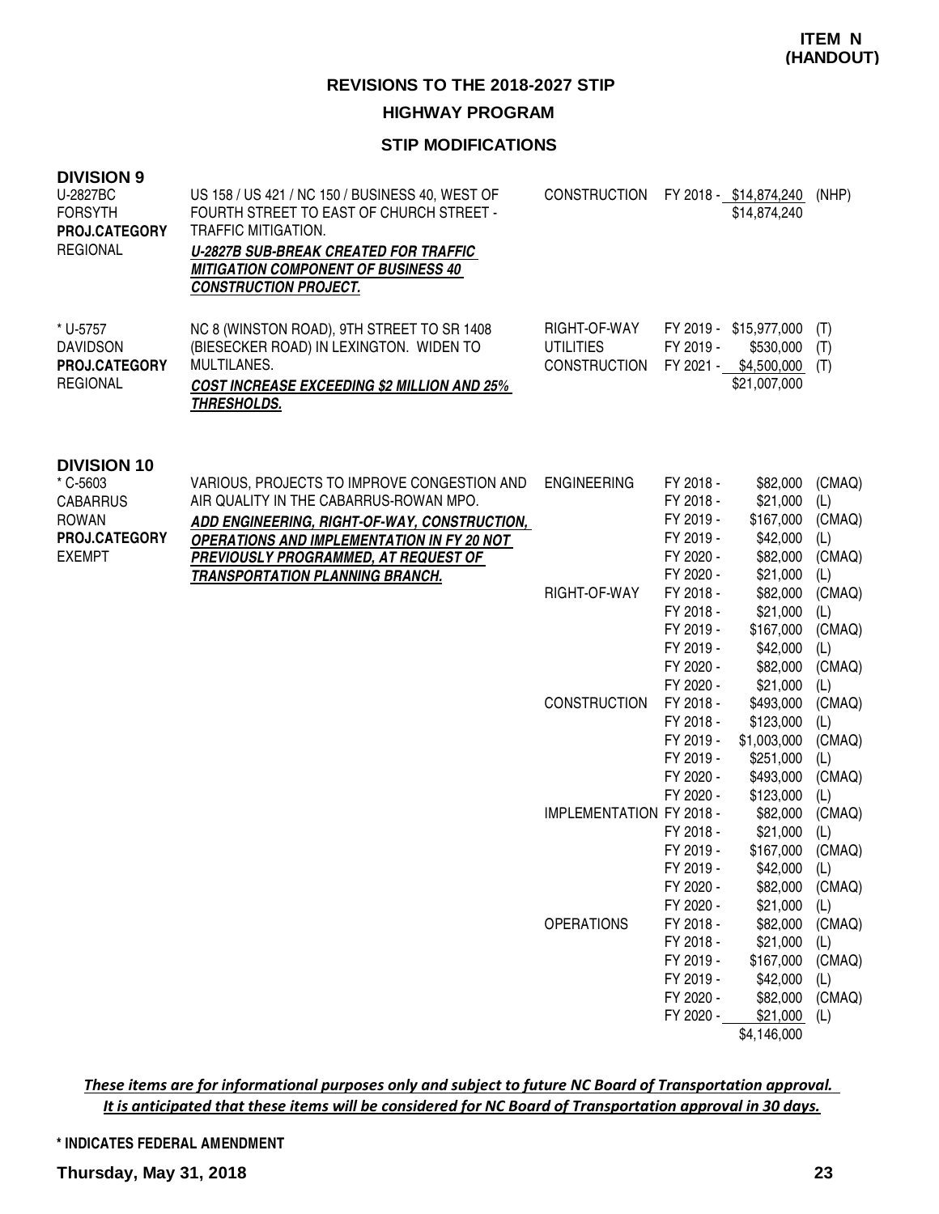**ITEM N (HANDOUT)**

## REVISIONS TO THE 2018-2027 STIP

### HIGHWAY PROGRAM

### STIP MODIFICATIONS

**DIVISION 9**

| Project | Description | Work Type | Fiscal Year | Amount | Source |
|---|---|---|---|---|---|
| U-2827BC<br>FORSYTH<br>**PROJ.CATEGORY**<br>REGIONAL | US 158 / US 421 / NC 150 / BUSINESS 40, WEST OF FOURTH STREET TO EAST OF CHURCH STREET - TRAFFIC MITIGATION.<br>***U-2827B SUB-BREAK CREATED FOR TRAFFIC MITIGATION COMPONENT OF BUSINESS 40 CONSTRUCTION PROJECT.*** | CONSTRUCTION | FY 2018 - | $14,874,240 | (NHP) |
| | | | | $14,874,240 | |
| * U-5757<br>DAVIDSON<br>**PROJ.CATEGORY**<br>REGIONAL | NC 8 (WINSTON ROAD), 9TH STREET TO SR 1408 (BIESECKER ROAD) IN LEXINGTON. WIDEN TO MULTILANES.<br>***COST INCREASE EXCEEDING $2 MILLION AND 25% THRESHOLDS.*** | RIGHT-OF-WAY | FY 2019 - | $15,977,000 | (T) |
| | | UTILITIES | FY 2019 - | $530,000 | (T) |
| | | CONSTRUCTION | FY 2021 - | $4,500,000 | (T) |
| | | | | $21,007,000 | |

**DIVISION 10**

| Project | Description | Work Type | Fiscal Year | Amount | Source |
|---|---|---|---|---|---|
| * C-5603<br>CABARRUS<br>ROWAN<br>**PROJ.CATEGORY**<br>EXEMPT | VARIOUS, PROJECTS TO IMPROVE CONGESTION AND AIR QUALITY IN THE CABARRUS-ROWAN MPO.<br>***ADD ENGINEERING, RIGHT-OF-WAY, CONSTRUCTION, OPERATIONS AND IMPLEMENTATION IN FY 20 NOT PREVIOUSLY PROGRAMMED, AT REQUEST OF TRANSPORTATION PLANNING BRANCH.*** | ENGINEERING | FY 2018 - | $82,000 | (CMAQ) |
| | | | FY 2018 - | $21,000 | (L) |
| | | | FY 2019 - | $167,000 | (CMAQ) |
| | | | FY 2019 - | $42,000 | (L) |
| | | | FY 2020 - | $82,000 | (CMAQ) |
| | | | FY 2020 - | $21,000 | (L) |
| | | RIGHT-OF-WAY | FY 2018 - | $82,000 | (CMAQ) |
| | | | FY 2018 - | $21,000 | (L) |
| | | | FY 2019 - | $167,000 | (CMAQ) |
| | | | FY 2019 - | $42,000 | (L) |
| | | | FY 2020 - | $82,000 | (CMAQ) |
| | | | FY 2020 - | $21,000 | (L) |
| | | CONSTRUCTION | FY 2018 - | $493,000 | (CMAQ) |
| | | | FY 2018 - | $123,000 | (L) |
| | | | FY 2019 - | $1,003,000 | (CMAQ) |
| | | | FY 2019 - | $251,000 | (L) |
| | | | FY 2020 - | $493,000 | (CMAQ) |
| | | | FY 2020 - | $123,000 | (L) |
| | | IMPLEMENTATION | FY 2018 - | $82,000 | (CMAQ) |
| | | | FY 2018 - | $21,000 | (L) |
| | | | FY 2019 - | $167,000 | (CMAQ) |
| | | | FY 2019 - | $42,000 | (L) |
| | | | FY 2020 - | $82,000 | (CMAQ) |
| | | | FY 2020 - | $21,000 | (L) |
| | | OPERATIONS | FY 2018 - | $82,000 | (CMAQ) |
| | | | FY 2018 - | $21,000 | (L) |
| | | | FY 2019 - | $167,000 | (CMAQ) |
| | | | FY 2019 - | $42,000 | (L) |
| | | | FY 2020 - | $82,000 | (CMAQ) |
| | | | FY 2020 - | $21,000 | (L) |
| | | | | $4,146,000 | |

*These items are for informational purposes only and subject to future NC Board of Transportation approval. It is anticipated that these items will be considered for NC Board of Transportation approval in 30 days.*

**\* INDICATES FEDERAL AMENDMENT**

**Thursday, May 31, 2018**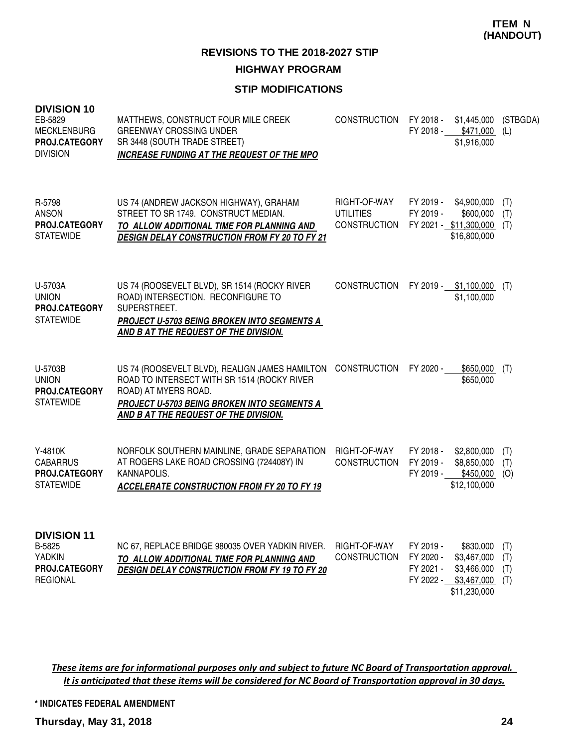**ITEM N (HANDOUT)**

## REVISIONS TO THE 2018-2027 STIP

### HIGHWAY PROGRAM

### STIP MODIFICATIONS

**DIVISION 10**

| Project | Description | Work Type | Fiscal Year | Amount | Source |
|---|---|---|---|---|---|
| EB-5829<br>MECKLENBURG<br>**PROJ.CATEGORY**<br>DIVISION | MATTHEWS, CONSTRUCT FOUR MILE CREEK GREENWAY CROSSING UNDER SR 3448 (SOUTH TRADE STREET)<br>***INCREASE FUNDING AT THE REQUEST OF THE MPO*** | CONSTRUCTION | FY 2018 -<br>FY 2018 - | \$1,445,000<br>\$471,000<br>\$1,916,000 | (STBGDA)<br>(L) |
| R-5798<br>ANSON<br>**PROJ.CATEGORY**<br>STATEWIDE | US 74 (ANDREW JACKSON HIGHWAY), GRAHAM STREET TO SR 1749. CONSTRUCT MEDIAN.<br>***TO ALLOW ADDITIONAL TIME FOR PLANNING AND DESIGN DELAY CONSTRUCTION FROM FY 20 TO FY 21*** | RIGHT-OF-WAY<br>UTILITIES<br>CONSTRUCTION | FY 2019 -<br>FY 2019 -<br>FY 2021 - | \$4,900,000<br>\$600,000<br>\$11,300,000<br>\$16,800,000 | (T)<br>(T)<br>(T) |
| U-5703A<br>UNION<br>**PROJ.CATEGORY**<br>STATEWIDE | US 74 (ROOSEVELT BLVD), SR 1514 (ROCKY RIVER ROAD) INTERSECTION. RECONFIGURE TO SUPERSTREET.<br>***PROJECT U-5703 BEING BROKEN INTO SEGMENTS A AND B AT THE REQUEST OF THE DIVISION.*** | CONSTRUCTION | FY 2019 - | \$1,100,000<br>\$1,100,000 | (T) |
| U-5703B<br>UNION<br>**PROJ.CATEGORY**<br>STATEWIDE | US 74 (ROOSEVELT BLVD), REALIGN JAMES HAMILTON ROAD TO INTERSECT WITH SR 1514 (ROCKY RIVER ROAD) AT MYERS ROAD.<br>***PROJECT U-5703 BEING BROKEN INTO SEGMENTS A AND B AT THE REQUEST OF THE DIVISION.*** | CONSTRUCTION | FY 2020 - | \$650,000<br>\$650,000 | (T) |
| Y-4810K<br>CABARRUS<br>**PROJ.CATEGORY**<br>STATEWIDE | NORFOLK SOUTHERN MAINLINE, GRADE SEPARATION AT ROGERS LAKE ROAD CROSSING (724408Y) IN KANNAPOLIS.<br>***ACCELERATE CONSTRUCTION FROM FY 20 TO FY 19*** | RIGHT-OF-WAY<br>CONSTRUCTION | FY 2018 -<br>FY 2019 -<br>FY 2019 - | \$2,800,000<br>\$8,850,000<br>\$450,000<br>\$12,100,000 | (T)<br>(T)<br>(O) |

**DIVISION 11**

| Project | Description | Work Type | Fiscal Year | Amount | Source |
|---|---|---|---|---|---|
| B-5825<br>YADKIN<br>**PROJ.CATEGORY**<br>REGIONAL | NC 67, REPLACE BRIDGE 980035 OVER YADKIN RIVER.<br>***TO ALLOW ADDITIONAL TIME FOR PLANNING AND DESIGN DELAY CONSTRUCTION FROM FY 19 TO FY 20*** | RIGHT-OF-WAY<br>CONSTRUCTION | FY 2019 -<br>FY 2020 -<br>FY 2021 -<br>FY 2022 - | \$830,000<br>\$3,467,000<br>\$3,466,000<br>\$3,467,000<br>\$11,230,000 | (T)<br>(T)<br>(T)<br>(T) |

***These items are for informational purposes only and subject to future NC Board of Transportation approval. It is anticipated that these items will be considered for NC Board of Transportation approval in 30 days.***

**\* INDICATES FEDERAL AMENDMENT**

**Thursday, May 31, 2018**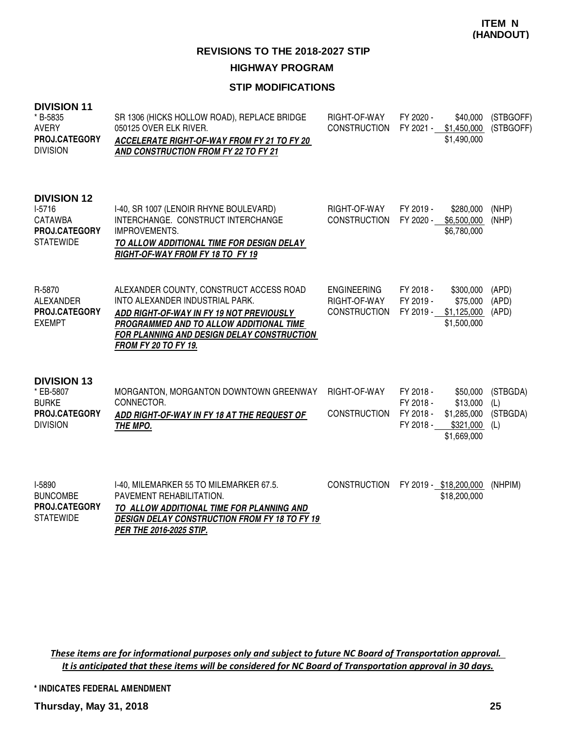**ITEM N (HANDOUT)**

## REVISIONS TO THE 2018-2027 STIP

### HIGHWAY PROGRAM

### STIP MODIFICATIONS

### DIVISION 11

| Project | Description | Phase | Year | Amount | Funding |
|---|---|---|---|---|---|
| * B-5835<br>AVERY<br>**PROJ.CATEGORY**<br>DIVISION | SR 1306 (HICKS HOLLOW ROAD), REPLACE BRIDGE 050125 OVER ELK RIVER.<br>***ACCELERATE RIGHT-OF-WAY FROM FY 21 TO FY 20 AND CONSTRUCTION FROM FY 22 TO FY 21*** | RIGHT-OF-WAY<br>CONSTRUCTION | FY 2020 -<br>FY 2021 - | \$40,000<br>\$1,450,000<br>\$1,490,000 | (STBGOFF)<br>(STBGOFF) |

### DIVISION 12

| Project | Description | Phase | Year | Amount | Funding |
|---|---|---|---|---|---|
| I-5716<br>CATAWBA<br>**PROJ.CATEGORY**<br>STATEWIDE | I-40, SR 1007 (LENOIR RHYNE BOULEVARD) INTERCHANGE. CONSTRUCT INTERCHANGE IMPROVEMENTS.<br>***TO ALLOW ADDITIONAL TIME FOR DESIGN DELAY RIGHT-OF-WAY FROM FY 18 TO FY 19*** | RIGHT-OF-WAY<br>CONSTRUCTION | FY 2019 -<br>FY 2020 - | \$280,000<br>\$6,500,000<br>\$6,780,000 | (NHP)<br>(NHP) |
| R-5870<br>ALEXANDER<br>**PROJ.CATEGORY**<br>EXEMPT | ALEXANDER COUNTY, CONSTRUCT ACCESS ROAD INTO ALEXANDER INDUSTRIAL PARK.<br>***ADD RIGHT-OF-WAY IN FY 19 NOT PREVIOUSLY PROGRAMMED AND TO ALLOW ADDITIONAL TIME FOR PLANNING AND DESIGN DELAY CONSTRUCTION FROM FY 20 TO FY 19.*** | ENGINEERING<br>RIGHT-OF-WAY<br>CONSTRUCTION | FY 2018 -<br>FY 2019 -<br>FY 2019 - | \$300,000<br>\$75,000<br>\$1,125,000<br>\$1,500,000 | (APD)<br>(APD)<br>(APD) |

### DIVISION 13

| Project | Description | Phase | Year | Amount | Funding |
|---|---|---|---|---|---|
| * EB-5807<br>BURKE<br>**PROJ.CATEGORY**<br>DIVISION | MORGANTON, MORGANTON DOWNTOWN GREENWAY CONNECTOR.<br>***ADD RIGHT-OF-WAY IN FY 18 AT THE REQUEST OF THE MPO.*** | RIGHT-OF-WAY<br><br>CONSTRUCTION | FY 2018 -<br>FY 2018 -<br>FY 2018 -<br>FY 2018 - | \$50,000<br>\$13,000<br>\$1,285,000<br>\$321,000<br>\$1,669,000 | (STBGDA)<br>(L)<br>(STBGDA)<br>(L) |
| I-5890<br>BUNCOMBE<br>**PROJ.CATEGORY**<br>STATEWIDE | I-40, MILEMARKER 55 TO MILEMARKER 67.5. PAVEMENT REHABILITATION.<br>***TO ALLOW ADDITIONAL TIME FOR PLANNING AND DESIGN DELAY CONSTRUCTION FROM FY 18 TO FY 19 PER THE 2016-2025 STIP.*** | CONSTRUCTION | FY 2019 - | \$18,200,000<br>\$18,200,000 | (NHPIM) |

*These items are for informational purposes only and subject to future NC Board of Transportation approval. It is anticipated that these items will be considered for NC Board of Transportation approval in 30 days.*

**\* INDICATES FEDERAL AMENDMENT**

**Thursday, May 31, 2018**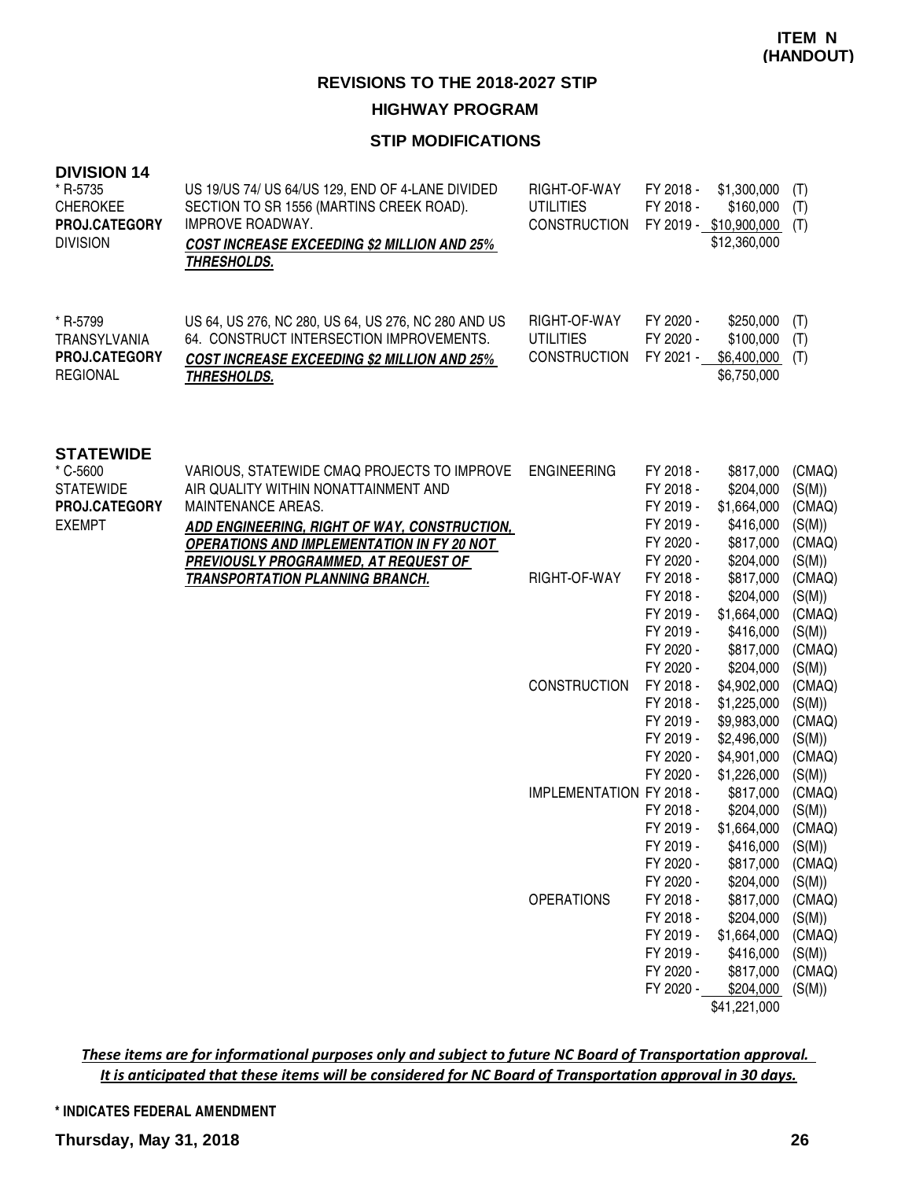**ITEM N (HANDOUT)**

# REVISIONS TO THE 2018-2027 STIP

## HIGHWAY PROGRAM

### STIP MODIFICATIONS

**DIVISION 14**

| | | | | | |
|---|---|---|---|---|---|
| * R-5735<br>CHEROKEE<br>**PROJ.CATEGORY**<br>DIVISION | US 19/US 74/ US 64/US 129, END OF 4-LANE DIVIDED SECTION TO SR 1556 (MARTINS CREEK ROAD). IMPROVE ROADWAY.<br>***COST INCREASE EXCEEDING $2 MILLION AND 25% THRESHOLDS.*** | RIGHT-OF-WAY | FY 2018 - | $1,300,000 | (T) |
| | | UTILITIES | FY 2018 - | $160,000 | (T) |
| | | CONSTRUCTION | FY 2019 - | $10,900,000 | (T) |
| | | | | $12,360,000 | |
| * R-5799<br>TRANSYLVANIA<br>**PROJ.CATEGORY**<br>REGIONAL | US 64, US 276, NC 280, US 64, US 276, NC 280 AND US 64. CONSTRUCT INTERSECTION IMPROVEMENTS.<br>***COST INCREASE EXCEEDING $2 MILLION AND 25% THRESHOLDS.*** | RIGHT-OF-WAY | FY 2020 - | $250,000 | (T) |
| | | UTILITIES | FY 2020 - | $100,000 | (T) |
| | | CONSTRUCTION | FY 2021 - | $6,400,000 | (T) |
| | | | | $6,750,000 | |

**STATEWIDE**

| | | | | | |
|---|---|---|---|---|---|
| * C-5600<br>STATEWIDE<br>**PROJ.CATEGORY**<br>EXEMPT | VARIOUS, STATEWIDE CMAQ PROJECTS TO IMPROVE AIR QUALITY WITHIN NONATTAINMENT AND MAINTENANCE AREAS.<br>***ADD ENGINEERING, RIGHT OF WAY, CONSTRUCTION, OPERATIONS AND IMPLEMENTATION IN FY 20 NOT PREVIOUSLY PROGRAMMED, AT REQUEST OF TRANSPORTATION PLANNING BRANCH.*** | ENGINEERING | FY 2018 - | $817,000 | (CMAQ) |
| | | | FY 2018 - | $204,000 | (S(M)) |
| | | | FY 2019 - | $1,664,000 | (CMAQ) |
| | | | FY 2019 - | $416,000 | (S(M)) |
| | | | FY 2020 - | $817,000 | (CMAQ) |
| | | | FY 2020 - | $204,000 | (S(M)) |
| | | RIGHT-OF-WAY | FY 2018 - | $817,000 | (CMAQ) |
| | | | FY 2018 - | $204,000 | (S(M)) |
| | | | FY 2019 - | $1,664,000 | (CMAQ) |
| | | | FY 2019 - | $416,000 | (S(M)) |
| | | | FY 2020 - | $817,000 | (CMAQ) |
| | | | FY 2020 - | $204,000 | (S(M)) |
| | | CONSTRUCTION | FY 2018 - | $4,902,000 | (CMAQ) |
| | | | FY 2018 - | $1,225,000 | (S(M)) |
| | | | FY 2019 - | $9,983,000 | (CMAQ) |
| | | | FY 2019 - | $2,496,000 | (S(M)) |
| | | | FY 2020 - | $4,901,000 | (CMAQ) |
| | | | FY 2020 - | $1,226,000 | (S(M)) |
| | | IMPLEMENTATION | FY 2018 - | $817,000 | (CMAQ) |
| | | | FY 2018 - | $204,000 | (S(M)) |
| | | | FY 2019 - | $1,664,000 | (CMAQ) |
| | | | FY 2019 - | $416,000 | (S(M)) |
| | | | FY 2020 - | $817,000 | (CMAQ) |
| | | | FY 2020 - | $204,000 | (S(M)) |
| | | OPERATIONS | FY 2018 - | $817,000 | (CMAQ) |
| | | | FY 2018 - | $204,000 | (S(M)) |
| | | | FY 2019 - | $1,664,000 | (CMAQ) |
| | | | FY 2019 - | $416,000 | (S(M)) |
| | | | FY 2020 - | $817,000 | (CMAQ) |
| | | | FY 2020 - | $204,000 | (S(M)) |
| | | | | $41,221,000 | |

***These items are for informational purposes only and subject to future NC Board of Transportation approval. It is anticipated that these items will be considered for NC Board of Transportation approval in 30 days.***

**\* INDICATES FEDERAL AMENDMENT**

**Thursday, May 31, 2018**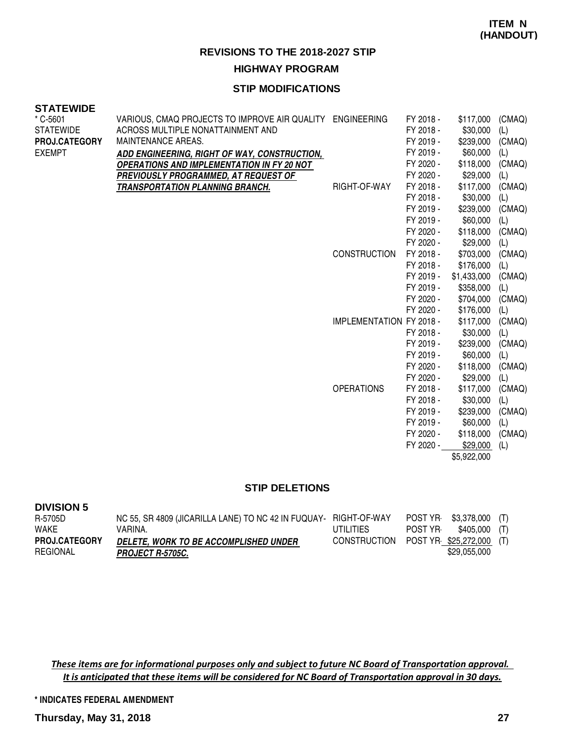**ITEM N (HANDOUT)**

## REVISIONS TO THE 2018-2027 STIP

### HIGHWAY PROGRAM

### STIP MODIFICATIONS

**STATEWIDE**

| | | | | | |
|---|---|---|---|---|---|
| * C-5601 | VARIOUS, CMAQ PROJECTS TO IMPROVE AIR QUALITY | ENGINEERING | FY 2018 - | $117,000 | (CMAQ) |
| STATEWIDE | ACROSS MULTIPLE NONATTAINMENT AND | | FY 2018 - | $30,000 | (L) |
| **PROJ.CATEGORY** | MAINTENANCE AREAS. | | FY 2019 - | $239,000 | (CMAQ) |
| EXEMPT | ***ADD ENGINEERING, RIGHT OF WAY, CONSTRUCTION,*** | | FY 2019 - | $60,000 | (L) |
| | ***OPERATIONS AND IMPLEMENTATION IN FY 20 NOT*** | | FY 2020 - | $118,000 | (CMAQ) |
| | ***PREVIOUSLY PROGRAMMED, AT REQUEST OF*** | | FY 2020 - | $29,000 | (L) |
| | ***TRANSPORTATION PLANNING BRANCH.*** | RIGHT-OF-WAY | FY 2018 - | $117,000 | (CMAQ) |
| | | | FY 2018 - | $30,000 | (L) |
| | | | FY 2019 - | $239,000 | (CMAQ) |
| | | | FY 2019 - | $60,000 | (L) |
| | | | FY 2020 - | $118,000 | (CMAQ) |
| | | | FY 2020 - | $29,000 | (L) |
| | | CONSTRUCTION | FY 2018 - | $703,000 | (CMAQ) |
| | | | FY 2018 - | $176,000 | (L) |
| | | | FY 2019 - | $1,433,000 | (CMAQ) |
| | | | FY 2019 - | $358,000 | (L) |
| | | | FY 2020 - | $704,000 | (CMAQ) |
| | | | FY 2020 - | $176,000 | (L) |
| | | IMPLEMENTATION | FY 2018 - | $117,000 | (CMAQ) |
| | | | FY 2018 - | $30,000 | (L) |
| | | | FY 2019 - | $239,000 | (CMAQ) |
| | | | FY 2019 - | $60,000 | (L) |
| | | | FY 2020 - | $118,000 | (CMAQ) |
| | | | FY 2020 - | $29,000 | (L) |
| | | OPERATIONS | FY 2018 - | $117,000 | (CMAQ) |
| | | | FY 2018 - | $30,000 | (L) |
| | | | FY 2019 - | $239,000 | (CMAQ) |
| | | | FY 2019 - | $60,000 | (L) |
| | | | FY 2020 - | $118,000 | (CMAQ) |
| | | | FY 2020 - | $29,000 | (L) |
| | | | | $5,922,000 | |

### STIP DELETIONS

**DIVISION 5**

| | | | | | |
|---|---|---|---|---|---|
| R-5705D | NC 55, SR 4809 (JICARILLA LANE) TO NC 42 IN FUQUAY-VARINA. | RIGHT-OF-WAY | POST YR- | $3,378,000 | (T) |
| WAKE | | UTILITIES | POST YR- | $405,000 | (T) |
| **PROJ.CATEGORY** | ***DELETE, WORK TO BE ACCOMPLISHED UNDER*** | CONSTRUCTION | POST YR- | $25,272,000 | (T) |
| REGIONAL | ***PROJECT R-5705C.*** | | | $29,055,000 | |

*These items are for informational purposes only and subject to future NC Board of Transportation approval. It is anticipated that these items will be considered for NC Board of Transportation approval in 30 days.*

**\* INDICATES FEDERAL AMENDMENT**

**Thursday, May 31, 2018**